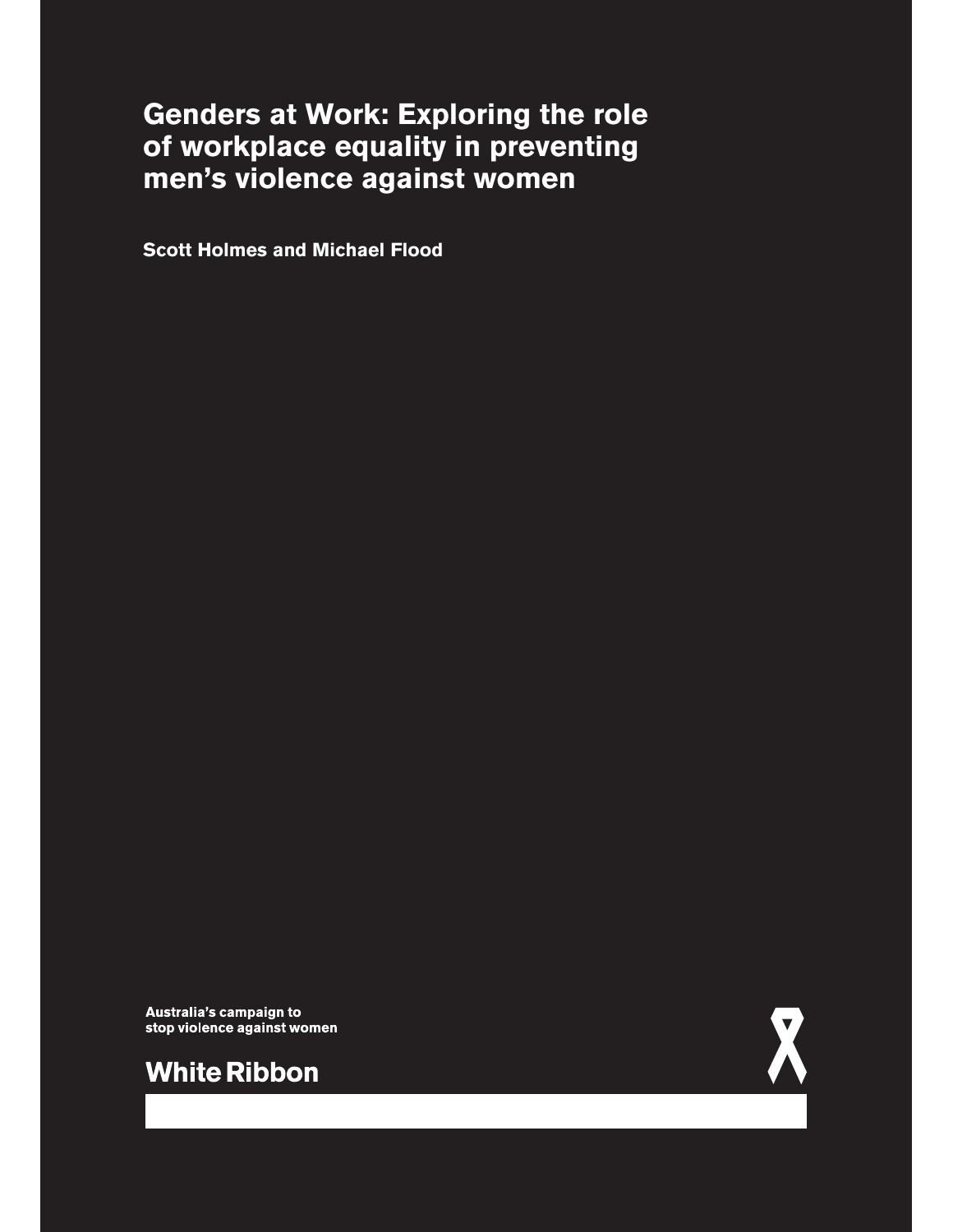# Genders at Work: Exploring the role of workplace equality in preventing men's violence against women

**Scott Holmes and Michael Flood**

**Australia's campaign to stop violence against women**

**White Ribbon**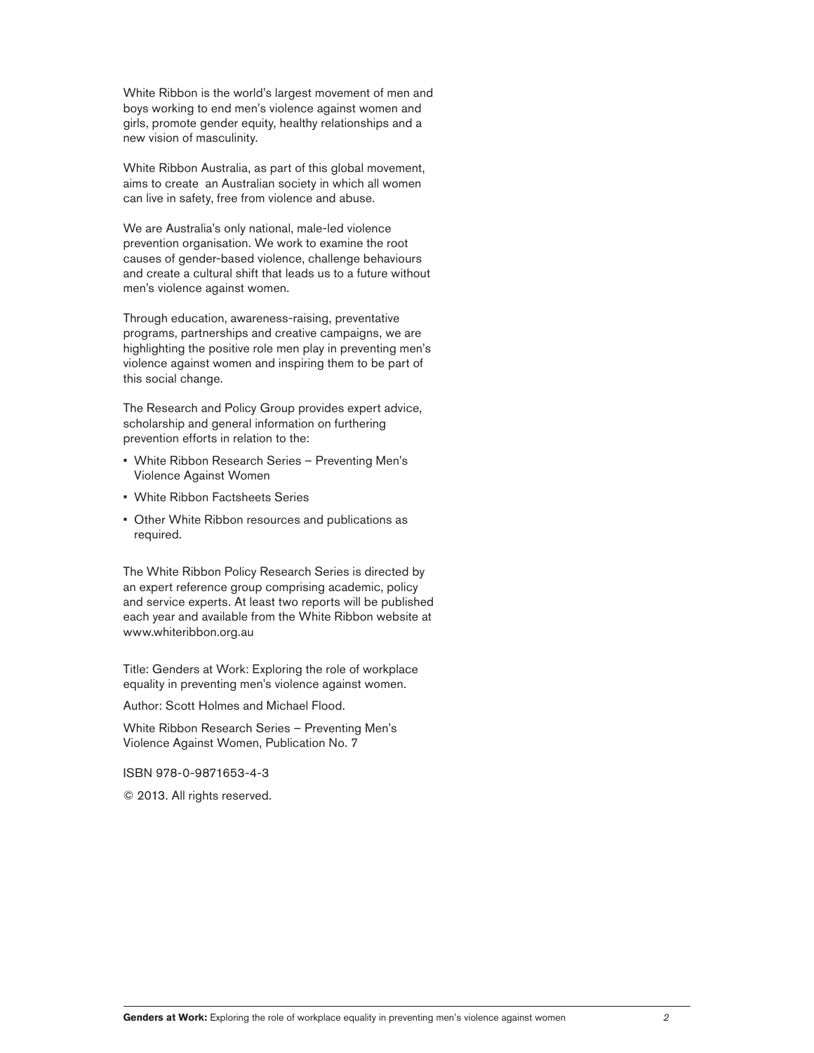White Ribbon is the world's largest movement of men and boys working to end men's violence against women and girls, promote gender equity, healthy relationships and a new vision of masculinity.

White Ribbon Australia, as part of this global movement, aims to create an Australian society in which all women can live in safety, free from violence and abuse.

We are Australia's only national, male-led violence prevention organisation. We work to examine the root causes of gender-based violence, challenge behaviours and create a cultural shift that leads us to a future without men's violence against women.

Through education, awareness-raising, preventative programs, partnerships and creative campaigns, we are highlighting the positive role men play in preventing men's violence against women and inspiring them to be part of this social change.

The Research and Policy Group provides expert advice, scholarship and general information on furthering prevention efforts in relation to the:

- White Ribbon Research Series – Preventing Men's Violence Against Women
- White Ribbon Factsheets Series
- Other White Ribbon resources and publications as required.

The White Ribbon Policy Research Series is directed by an expert reference group comprising academic, policy and service experts. At least two reports will be published each year and available from the White Ribbon website at www.whiteribbon.org.au

Title: Genders at Work: Exploring the role of workplace equality in preventing men's violence against women.

Author: Scott Holmes and Michael Flood.

White Ribbon Research Series – Preventing Men's Violence Against Women, Publication No. 7

ISBN 978-0-9871653-4-3

© 2013. All rights reserved.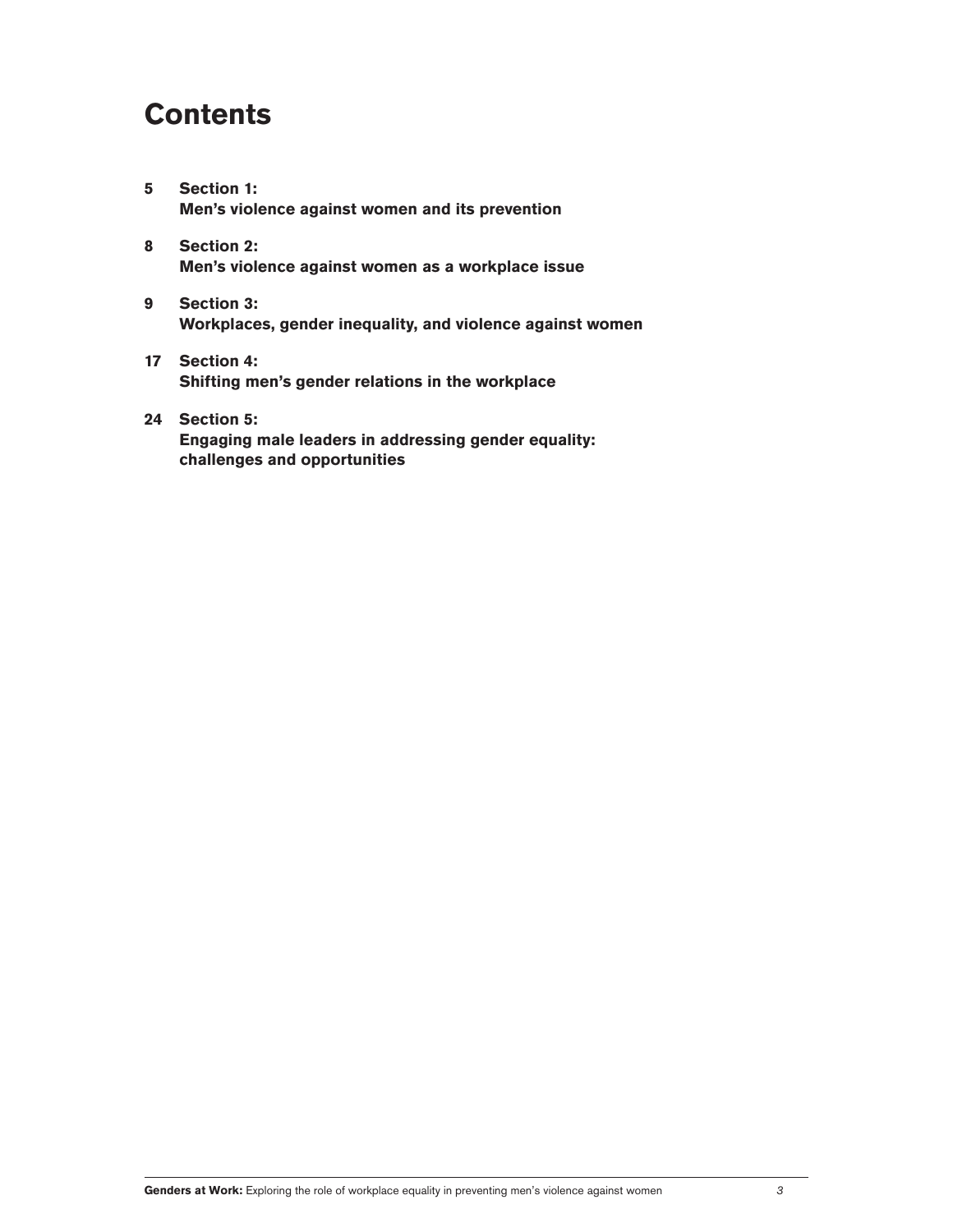# Contents

**5 Section 1:**
**Men's violence against women and its prevention**

**8 Section 2:**
**Men's violence against women as a workplace issue**

**9 Section 3:**
**Workplaces, gender inequality, and violence against women**

**17 Section 4:**
**Shifting men's gender relations in the workplace**

**24 Section 5:**
**Engaging male leaders in addressing gender equality: challenges and opportunities**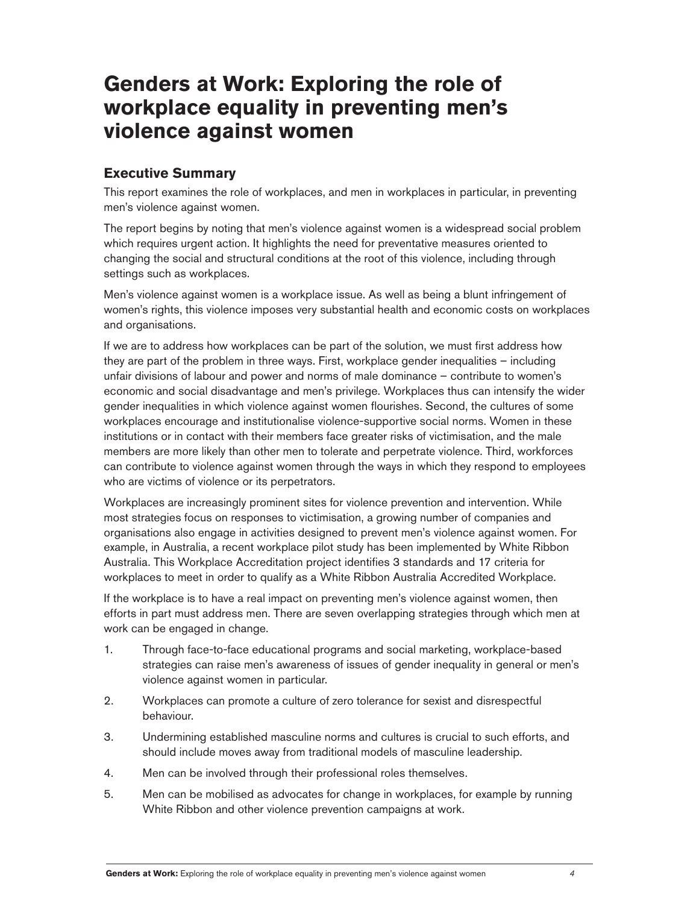# Genders at Work: Exploring the role of workplace equality in preventing men's violence against women

## Executive Summary

This report examines the role of workplaces, and men in workplaces in particular, in preventing men's violence against women.

The report begins by noting that men's violence against women is a widespread social problem which requires urgent action. It highlights the need for preventative measures oriented to changing the social and structural conditions at the root of this violence, including through settings such as workplaces.

Men's violence against women is a workplace issue. As well as being a blunt infringement of women's rights, this violence imposes very substantial health and economic costs on workplaces and organisations.

If we are to address how workplaces can be part of the solution, we must first address how they are part of the problem in three ways. First, workplace gender inequalities – including unfair divisions of labour and power and norms of male dominance – contribute to women's economic and social disadvantage and men's privilege. Workplaces thus can intensify the wider gender inequalities in which violence against women flourishes. Second, the cultures of some workplaces encourage and institutionalise violence-supportive social norms. Women in these institutions or in contact with their members face greater risks of victimisation, and the male members are more likely than other men to tolerate and perpetrate violence. Third, workforces can contribute to violence against women through the ways in which they respond to employees who are victims of violence or its perpetrators.

Workplaces are increasingly prominent sites for violence prevention and intervention. While most strategies focus on responses to victimisation, a growing number of companies and organisations also engage in activities designed to prevent men's violence against women. For example, in Australia, a recent workplace pilot study has been implemented by White Ribbon Australia. This Workplace Accreditation project identifies 3 standards and 17 criteria for workplaces to meet in order to qualify as a White Ribbon Australia Accredited Workplace.

If the workplace is to have a real impact on preventing men's violence against women, then efforts in part must address men. There are seven overlapping strategies through which men at work can be engaged in change.

1. Through face-to-face educational programs and social marketing, workplace-based strategies can raise men's awareness of issues of gender inequality in general or men's violence against women in particular.
2. Workplaces can promote a culture of zero tolerance for sexist and disrespectful behaviour.
3. Undermining established masculine norms and cultures is crucial to such efforts, and should include moves away from traditional models of masculine leadership.
4. Men can be involved through their professional roles themselves.
5. Men can be mobilised as advocates for change in workplaces, for example by running White Ribbon and other violence prevention campaigns at work.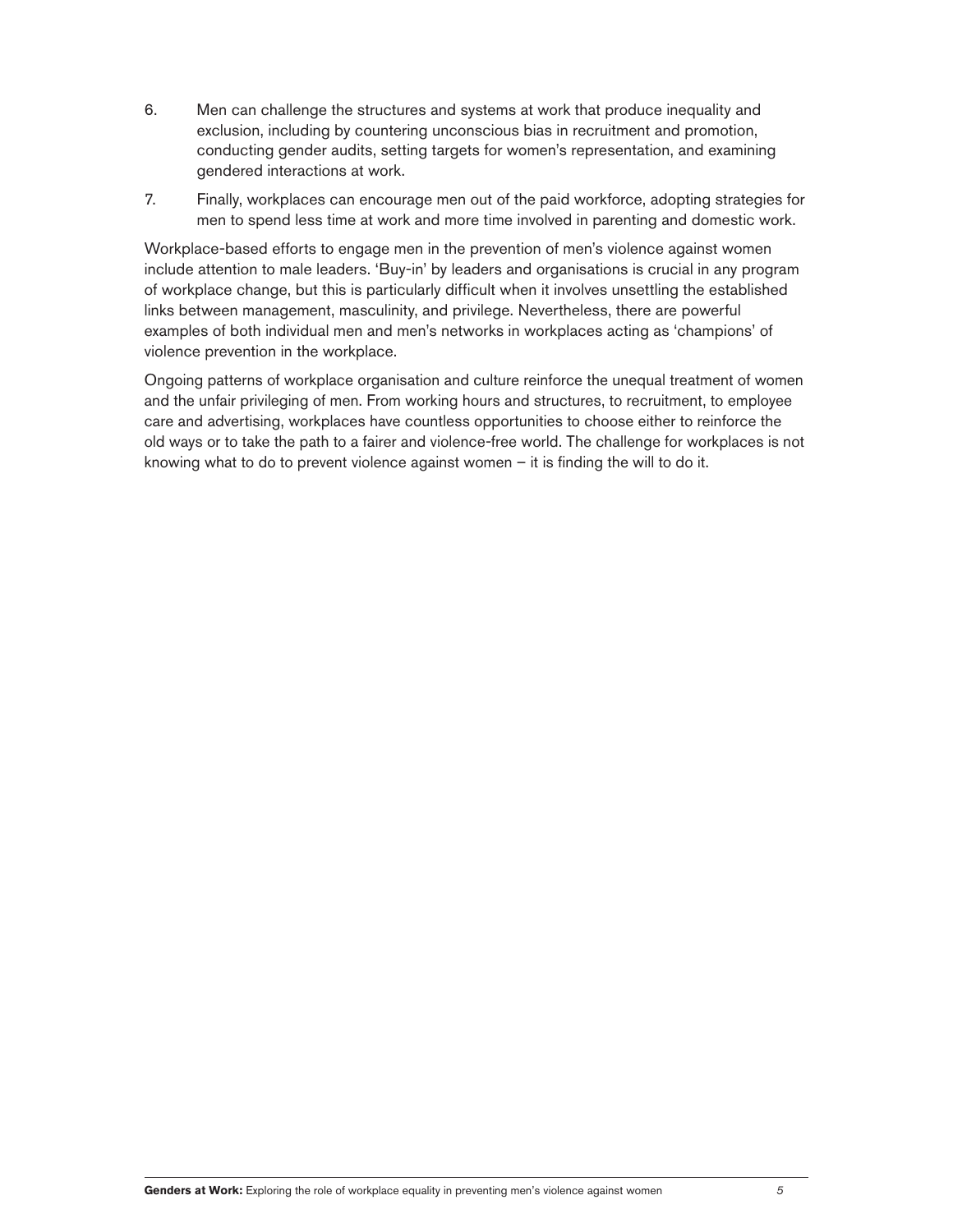6. Men can challenge the structures and systems at work that produce inequality and exclusion, including by countering unconscious bias in recruitment and promotion, conducting gender audits, setting targets for women's representation, and examining gendered interactions at work.
7. Finally, workplaces can encourage men out of the paid workforce, adopting strategies for men to spend less time at work and more time involved in parenting and domestic work.

Workplace-based efforts to engage men in the prevention of men's violence against women include attention to male leaders. 'Buy-in' by leaders and organisations is crucial in any program of workplace change, but this is particularly difficult when it involves unsettling the established links between management, masculinity, and privilege. Nevertheless, there are powerful examples of both individual men and men's networks in workplaces acting as 'champions' of violence prevention in the workplace.

Ongoing patterns of workplace organisation and culture reinforce the unequal treatment of women and the unfair privileging of men. From working hours and structures, to recruitment, to employee care and advertising, workplaces have countless opportunities to choose either to reinforce the old ways or to take the path to a fairer and violence-free world. The challenge for workplaces is not knowing what to do to prevent violence against women – it is finding the will to do it.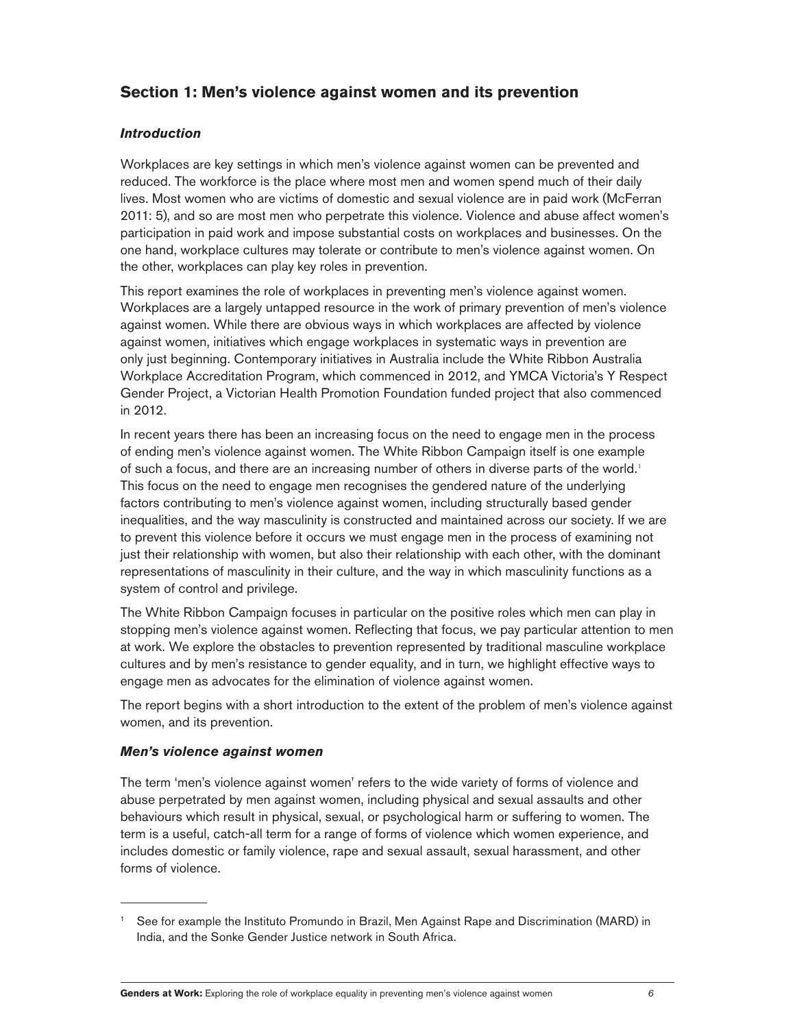## Section 1: Men's violence against women and its prevention

### *Introduction*

Workplaces are key settings in which men's violence against women can be prevented and reduced. The workforce is the place where most men and women spend much of their daily lives. Most women who are victims of domestic and sexual violence are in paid work (McFerran 2011: 5), and so are most men who perpetrate this violence. Violence and abuse affect women's participation in paid work and impose substantial costs on workplaces and businesses. On the one hand, workplace cultures may tolerate or contribute to men's violence against women. On the other, workplaces can play key roles in prevention.

This report examines the role of workplaces in preventing men's violence against women. Workplaces are a largely untapped resource in the work of primary prevention of men's violence against women. While there are obvious ways in which workplaces are affected by violence against women, initiatives which engage workplaces in systematic ways in prevention are only just beginning. Contemporary initiatives in Australia include the White Ribbon Australia Workplace Accreditation Program, which commenced in 2012, and YMCA Victoria's Y Respect Gender Project, a Victorian Health Promotion Foundation funded project that also commenced in 2012.

In recent years there has been an increasing focus on the need to engage men in the process of ending men's violence against women. The White Ribbon Campaign itself is one example of such a focus, and there are an increasing number of others in diverse parts of the world.[1] This focus on the need to engage men recognises the gendered nature of the underlying factors contributing to men's violence against women, including structurally based gender inequalities, and the way masculinity is constructed and maintained across our society. If we are to prevent this violence before it occurs we must engage men in the process of examining not just their relationship with women, but also their relationship with each other, with the dominant representations of masculinity in their culture, and the way in which masculinity functions as a system of control and privilege.

The White Ribbon Campaign focuses in particular on the positive roles which men can play in stopping men's violence against women. Reflecting that focus, we pay particular attention to men at work. We explore the obstacles to prevention represented by traditional masculine workplace cultures and by men's resistance to gender equality, and in turn, we highlight effective ways to engage men as advocates for the elimination of violence against women.

The report begins with a short introduction to the extent of the problem of men's violence against women, and its prevention.

### *Men's violence against women*

The term 'men's violence against women' refers to the wide variety of forms of violence and abuse perpetrated by men against women, including physical and sexual assaults and other behaviours which result in physical, sexual, or psychological harm or suffering to women. The term is a useful, catch-all term for a range of forms of violence which women experience, and includes domestic or family violence, rape and sexual assault, sexual harassment, and other forms of violence.

---

[1] See for example the Instituto Promundo in Brazil, Men Against Rape and Discrimination (MARD) in India, and the Sonke Gender Justice network in South Africa.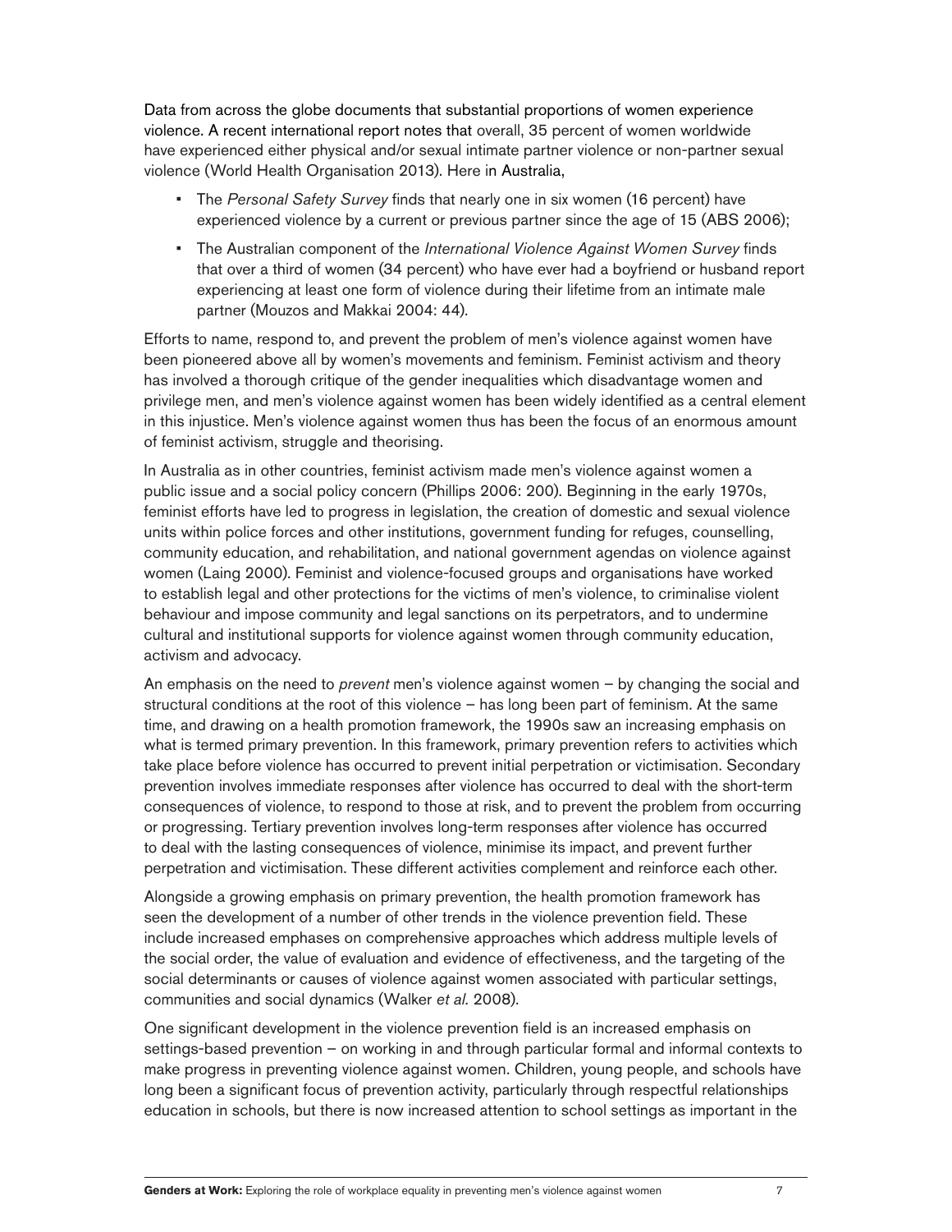Data from across the globe documents that substantial proportions of women experience violence. A recent international report notes that overall, 35 percent of women worldwide have experienced either physical and/or sexual intimate partner violence or non-partner sexual violence (World Health Organisation 2013). Here in Australia,

- The *Personal Safety Survey* finds that nearly one in six women (16 percent) have experienced violence by a current or previous partner since the age of 15 (ABS 2006);
- The Australian component of the *International Violence Against Women Survey* finds that over a third of women (34 percent) who have ever had a boyfriend or husband report experiencing at least one form of violence during their lifetime from an intimate male partner (Mouzos and Makkai 2004: 44).

Efforts to name, respond to, and prevent the problem of men's violence against women have been pioneered above all by women's movements and feminism. Feminist activism and theory has involved a thorough critique of the gender inequalities which disadvantage women and privilege men, and men's violence against women has been widely identified as a central element in this injustice. Men's violence against women thus has been the focus of an enormous amount of feminist activism, struggle and theorising.

In Australia as in other countries, feminist activism made men's violence against women a public issue and a social policy concern (Phillips 2006: 200). Beginning in the early 1970s, feminist efforts have led to progress in legislation, the creation of domestic and sexual violence units within police forces and other institutions, government funding for refuges, counselling, community education, and rehabilitation, and national government agendas on violence against women (Laing 2000). Feminist and violence-focused groups and organisations have worked to establish legal and other protections for the victims of men's violence, to criminalise violent behaviour and impose community and legal sanctions on its perpetrators, and to undermine cultural and institutional supports for violence against women through community education, activism and advocacy.

An emphasis on the need to *prevent* men's violence against women – by changing the social and structural conditions at the root of this violence – has long been part of feminism. At the same time, and drawing on a health promotion framework, the 1990s saw an increasing emphasis on what is termed primary prevention. In this framework, primary prevention refers to activities which take place before violence has occurred to prevent initial perpetration or victimisation. Secondary prevention involves immediate responses after violence has occurred to deal with the short-term consequences of violence, to respond to those at risk, and to prevent the problem from occurring or progressing. Tertiary prevention involves long-term responses after violence has occurred to deal with the lasting consequences of violence, minimise its impact, and prevent further perpetration and victimisation. These different activities complement and reinforce each other.

Alongside a growing emphasis on primary prevention, the health promotion framework has seen the development of a number of other trends in the violence prevention field. These include increased emphases on comprehensive approaches which address multiple levels of the social order, the value of evaluation and evidence of effectiveness, and the targeting of the social determinants or causes of violence against women associated with particular settings, communities and social dynamics (Walker *et al.* 2008).

One significant development in the violence prevention field is an increased emphasis on settings-based prevention – on working in and through particular formal and informal contexts to make progress in preventing violence against women. Children, young people, and schools have long been a significant focus of prevention activity, particularly through respectful relationships education in schools, but there is now increased attention to school settings as important in the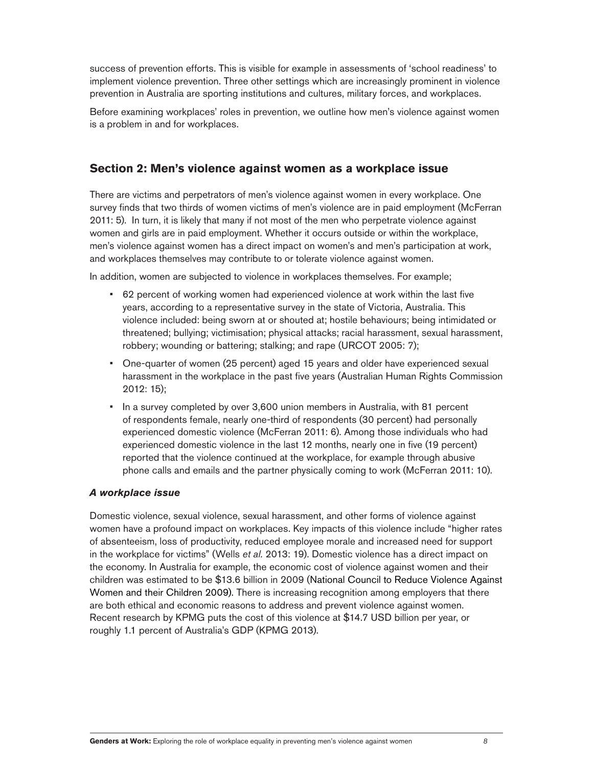success of prevention efforts. This is visible for example in assessments of 'school readiness' to implement violence prevention. Three other settings which are increasingly prominent in violence prevention in Australia are sporting institutions and cultures, military forces, and workplaces.

Before examining workplaces' roles in prevention, we outline how men's violence against women is a problem in and for workplaces.

## Section 2: Men's violence against women as a workplace issue

There are victims and perpetrators of men's violence against women in every workplace. One survey finds that two thirds of women victims of men's violence are in paid employment (McFerran 2011: 5). In turn, it is likely that many if not most of the men who perpetrate violence against women and girls are in paid employment. Whether it occurs outside or within the workplace, men's violence against women has a direct impact on women's and men's participation at work, and workplaces themselves may contribute to or tolerate violence against women.

In addition, women are subjected to violence in workplaces themselves. For example;

- 62 percent of working women had experienced violence at work within the last five years, according to a representative survey in the state of Victoria, Australia. This violence included: being sworn at or shouted at; hostile behaviours; being intimidated or threatened; bullying; victimisation; physical attacks; racial harassment, sexual harassment, robbery; wounding or battering; stalking; and rape (URCOT 2005: 7);
- One-quarter of women (25 percent) aged 15 years and older have experienced sexual harassment in the workplace in the past five years (Australian Human Rights Commission 2012: 15);
- In a survey completed by over 3,600 union members in Australia, with 81 percent of respondents female, nearly one-third of respondents (30 percent) had personally experienced domestic violence (McFerran 2011: 6). Among those individuals who had experienced domestic violence in the last 12 months, nearly one in five (19 percent) reported that the violence continued at the workplace, for example through abusive phone calls and emails and the partner physically coming to work (McFerran 2011: 10).

### *A workplace issue*

Domestic violence, sexual violence, sexual harassment, and other forms of violence against women have a profound impact on workplaces. Key impacts of this violence include "higher rates of absenteeism, loss of productivity, reduced employee morale and increased need for support in the workplace for victims" (Wells *et al.* 2013: 19). Domestic violence has a direct impact on the economy. In Australia for example, the economic cost of violence against women and their children was estimated to be $13.6 billion in 2009 (National Council to Reduce Violence Against Women and their Children 2009). There is increasing recognition among employers that there are both ethical and economic reasons to address and prevent violence against women. Recent research by KPMG puts the cost of this violence at $14.7 USD billion per year, or roughly 1.1 percent of Australia's GDP (KPMG 2013).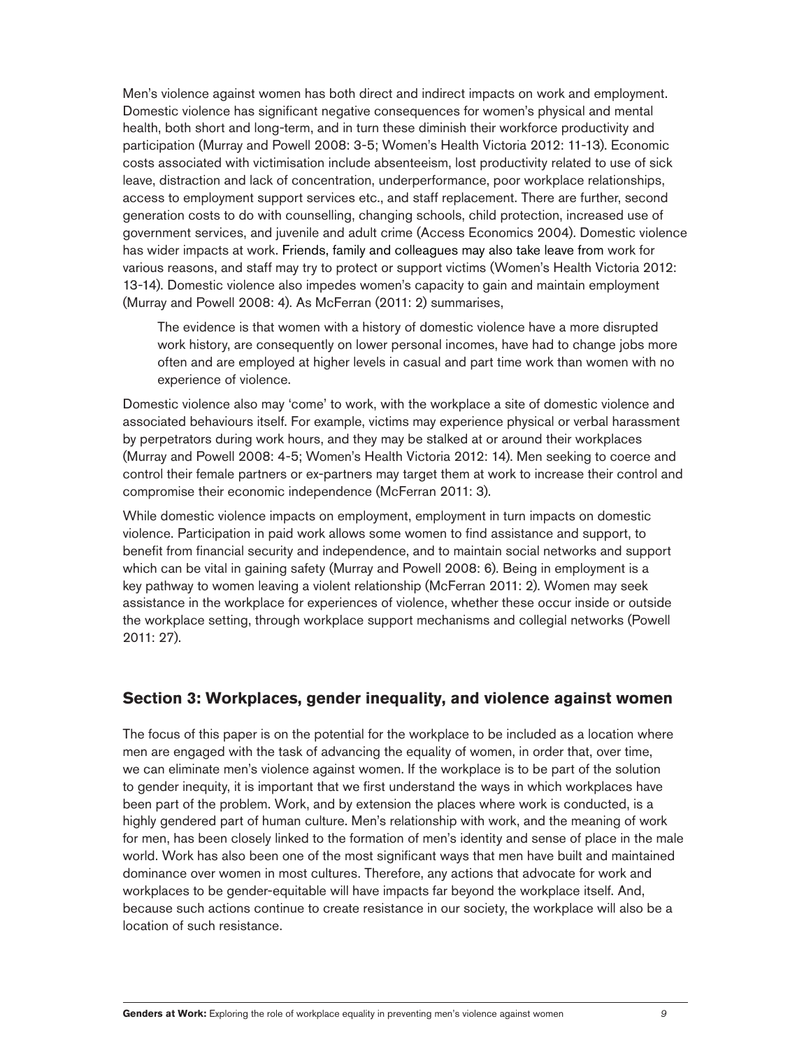Men's violence against women has both direct and indirect impacts on work and employment. Domestic violence has significant negative consequences for women's physical and mental health, both short and long-term, and in turn these diminish their workforce productivity and participation (Murray and Powell 2008: 3-5; Women's Health Victoria 2012: 11-13). Economic costs associated with victimisation include absenteeism, lost productivity related to use of sick leave, distraction and lack of concentration, underperformance, poor workplace relationships, access to employment support services etc., and staff replacement. There are further, second generation costs to do with counselling, changing schools, child protection, increased use of government services, and juvenile and adult crime (Access Economics 2004). Domestic violence has wider impacts at work. Friends, family and colleagues may also take leave from work for various reasons, and staff may try to protect or support victims (Women's Health Victoria 2012: 13-14). Domestic violence also impedes women's capacity to gain and maintain employment (Murray and Powell 2008: 4). As McFerran (2011: 2) summarises,

> The evidence is that women with a history of domestic violence have a more disrupted work history, are consequently on lower personal incomes, have had to change jobs more often and are employed at higher levels in casual and part time work than women with no experience of violence.

Domestic violence also may 'come' to work, with the workplace a site of domestic violence and associated behaviours itself. For example, victims may experience physical or verbal harassment by perpetrators during work hours, and they may be stalked at or around their workplaces (Murray and Powell 2008: 4-5; Women's Health Victoria 2012: 14). Men seeking to coerce and control their female partners or ex-partners may target them at work to increase their control and compromise their economic independence (McFerran 2011: 3).

While domestic violence impacts on employment, employment in turn impacts on domestic violence. Participation in paid work allows some women to find assistance and support, to benefit from financial security and independence, and to maintain social networks and support which can be vital in gaining safety (Murray and Powell 2008: 6). Being in employment is a key pathway to women leaving a violent relationship (McFerran 2011: 2). Women may seek assistance in the workplace for experiences of violence, whether these occur inside or outside the workplace setting, through workplace support mechanisms and collegial networks (Powell 2011: 27).

## Section 3: Workplaces, gender inequality, and violence against women

The focus of this paper is on the potential for the workplace to be included as a location where men are engaged with the task of advancing the equality of women, in order that, over time, we can eliminate men's violence against women. If the workplace is to be part of the solution to gender inequity, it is important that we first understand the ways in which workplaces have been part of the problem. Work, and by extension the places where work is conducted, is a highly gendered part of human culture. Men's relationship with work, and the meaning of work for men, has been closely linked to the formation of men's identity and sense of place in the male world. Work has also been one of the most significant ways that men have built and maintained dominance over women in most cultures. Therefore, any actions that advocate for work and workplaces to be gender-equitable will have impacts far beyond the workplace itself. And, because such actions continue to create resistance in our society, the workplace will also be a location of such resistance.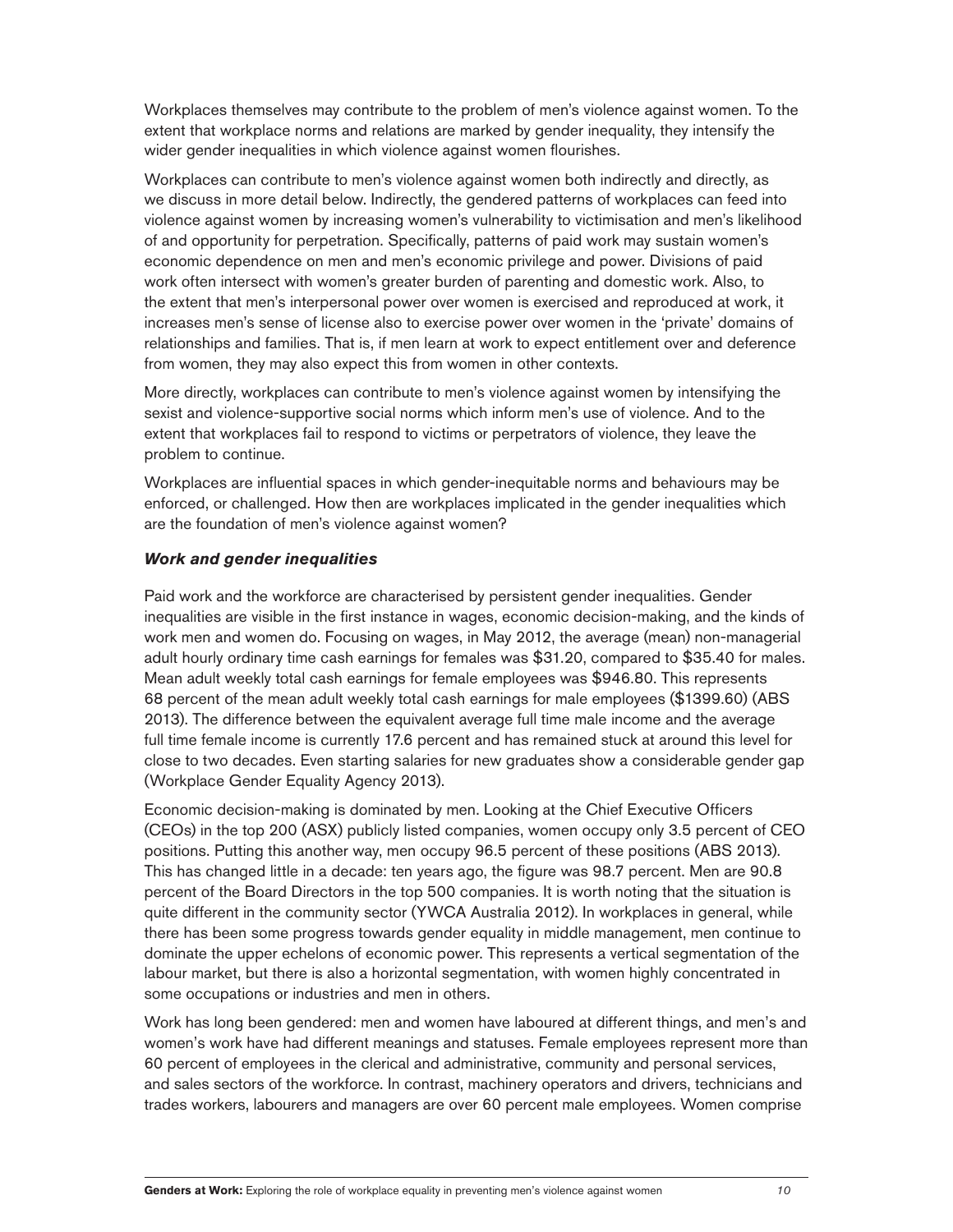Workplaces themselves may contribute to the problem of men's violence against women. To the extent that workplace norms and relations are marked by gender inequality, they intensify the wider gender inequalities in which violence against women flourishes.

Workplaces can contribute to men's violence against women both indirectly and directly, as we discuss in more detail below. Indirectly, the gendered patterns of workplaces can feed into violence against women by increasing women's vulnerability to victimisation and men's likelihood of and opportunity for perpetration. Specifically, patterns of paid work may sustain women's economic dependence on men and men's economic privilege and power. Divisions of paid work often intersect with women's greater burden of parenting and domestic work. Also, to the extent that men's interpersonal power over women is exercised and reproduced at work, it increases men's sense of license also to exercise power over women in the 'private' domains of relationships and families. That is, if men learn at work to expect entitlement over and deference from women, they may also expect this from women in other contexts.

More directly, workplaces can contribute to men's violence against women by intensifying the sexist and violence-supportive social norms which inform men's use of violence. And to the extent that workplaces fail to respond to victims or perpetrators of violence, they leave the problem to continue.

Workplaces are influential spaces in which gender-inequitable norms and behaviours may be enforced, or challenged. How then are workplaces implicated in the gender inequalities which are the foundation of men's violence against women?

### *Work and gender inequalities*

Paid work and the workforce are characterised by persistent gender inequalities. Gender inequalities are visible in the first instance in wages, economic decision-making, and the kinds of work men and women do. Focusing on wages, in May 2012, the average (mean) non-managerial adult hourly ordinary time cash earnings for females was $31.20, compared to $35.40 for males. Mean adult weekly total cash earnings for female employees was $946.80. This represents 68 percent of the mean adult weekly total cash earnings for male employees ($1399.60) (ABS 2013). The difference between the equivalent average full time male income and the average full time female income is currently 17.6 percent and has remained stuck at around this level for close to two decades. Even starting salaries for new graduates show a considerable gender gap (Workplace Gender Equality Agency 2013).

Economic decision-making is dominated by men. Looking at the Chief Executive Officers (CEOs) in the top 200 (ASX) publicly listed companies, women occupy only 3.5 percent of CEO positions. Putting this another way, men occupy 96.5 percent of these positions (ABS 2013). This has changed little in a decade: ten years ago, the figure was 98.7 percent. Men are 90.8 percent of the Board Directors in the top 500 companies. It is worth noting that the situation is quite different in the community sector (YWCA Australia 2012). In workplaces in general, while there has been some progress towards gender equality in middle management, men continue to dominate the upper echelons of economic power. This represents a vertical segmentation of the labour market, but there is also a horizontal segmentation, with women highly concentrated in some occupations or industries and men in others.

Work has long been gendered: men and women have laboured at different things, and men's and women's work have had different meanings and statuses. Female employees represent more than 60 percent of employees in the clerical and administrative, community and personal services, and sales sectors of the workforce. In contrast, machinery operators and drivers, technicians and trades workers, labourers and managers are over 60 percent male employees. Women comprise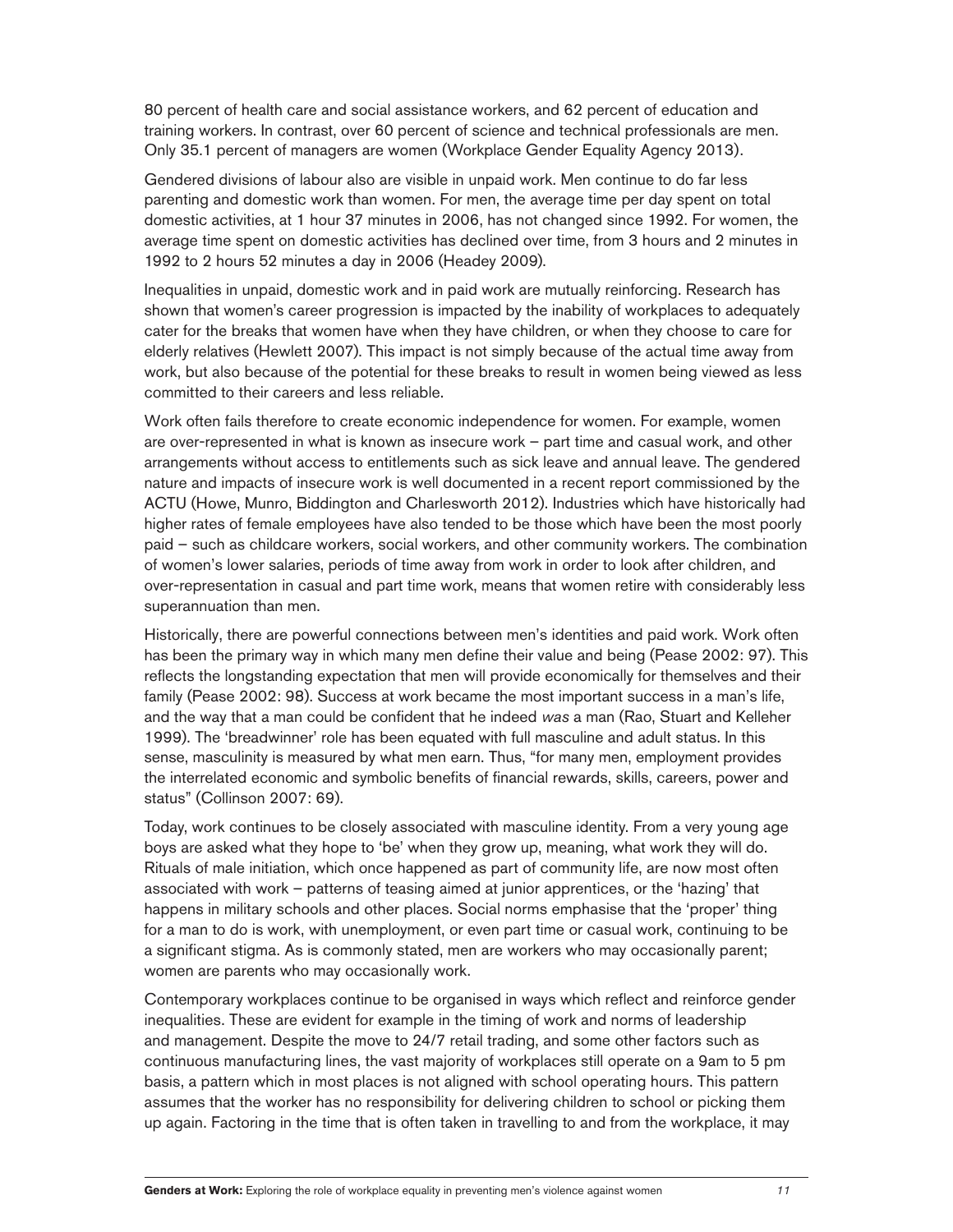80 percent of health care and social assistance workers, and 62 percent of education and training workers. In contrast, over 60 percent of science and technical professionals are men. Only 35.1 percent of managers are women (Workplace Gender Equality Agency 2013).

Gendered divisions of labour also are visible in unpaid work. Men continue to do far less parenting and domestic work than women. For men, the average time per day spent on total domestic activities, at 1 hour 37 minutes in 2006, has not changed since 1992. For women, the average time spent on domestic activities has declined over time, from 3 hours and 2 minutes in 1992 to 2 hours 52 minutes a day in 2006 (Headey 2009).

Inequalities in unpaid, domestic work and in paid work are mutually reinforcing. Research has shown that women's career progression is impacted by the inability of workplaces to adequately cater for the breaks that women have when they have children, or when they choose to care for elderly relatives (Hewlett 2007). This impact is not simply because of the actual time away from work, but also because of the potential for these breaks to result in women being viewed as less committed to their careers and less reliable.

Work often fails therefore to create economic independence for women. For example, women are over-represented in what is known as insecure work – part time and casual work, and other arrangements without access to entitlements such as sick leave and annual leave. The gendered nature and impacts of insecure work is well documented in a recent report commissioned by the ACTU (Howe, Munro, Biddington and Charlesworth 2012). Industries which have historically had higher rates of female employees have also tended to be those which have been the most poorly paid – such as childcare workers, social workers, and other community workers. The combination of women's lower salaries, periods of time away from work in order to look after children, and over-representation in casual and part time work, means that women retire with considerably less superannuation than men.

Historically, there are powerful connections between men's identities and paid work. Work often has been the primary way in which many men define their value and being (Pease 2002: 97). This reflects the longstanding expectation that men will provide economically for themselves and their family (Pease 2002: 98). Success at work became the most important success in a man's life, and the way that a man could be confident that he indeed *was* a man (Rao, Stuart and Kelleher 1999). The 'breadwinner' role has been equated with full masculine and adult status. In this sense, masculinity is measured by what men earn. Thus, "for many men, employment provides the interrelated economic and symbolic benefits of financial rewards, skills, careers, power and status" (Collinson 2007: 69).

Today, work continues to be closely associated with masculine identity. From a very young age boys are asked what they hope to 'be' when they grow up, meaning, what work they will do. Rituals of male initiation, which once happened as part of community life, are now most often associated with work – patterns of teasing aimed at junior apprentices, or the 'hazing' that happens in military schools and other places. Social norms emphasise that the 'proper' thing for a man to do is work, with unemployment, or even part time or casual work, continuing to be a significant stigma. As is commonly stated, men are workers who may occasionally parent; women are parents who may occasionally work.

Contemporary workplaces continue to be organised in ways which reflect and reinforce gender inequalities. These are evident for example in the timing of work and norms of leadership and management. Despite the move to 24/7 retail trading, and some other factors such as continuous manufacturing lines, the vast majority of workplaces still operate on a 9am to 5 pm basis, a pattern which in most places is not aligned with school operating hours. This pattern assumes that the worker has no responsibility for delivering children to school or picking them up again. Factoring in the time that is often taken in travelling to and from the workplace, it may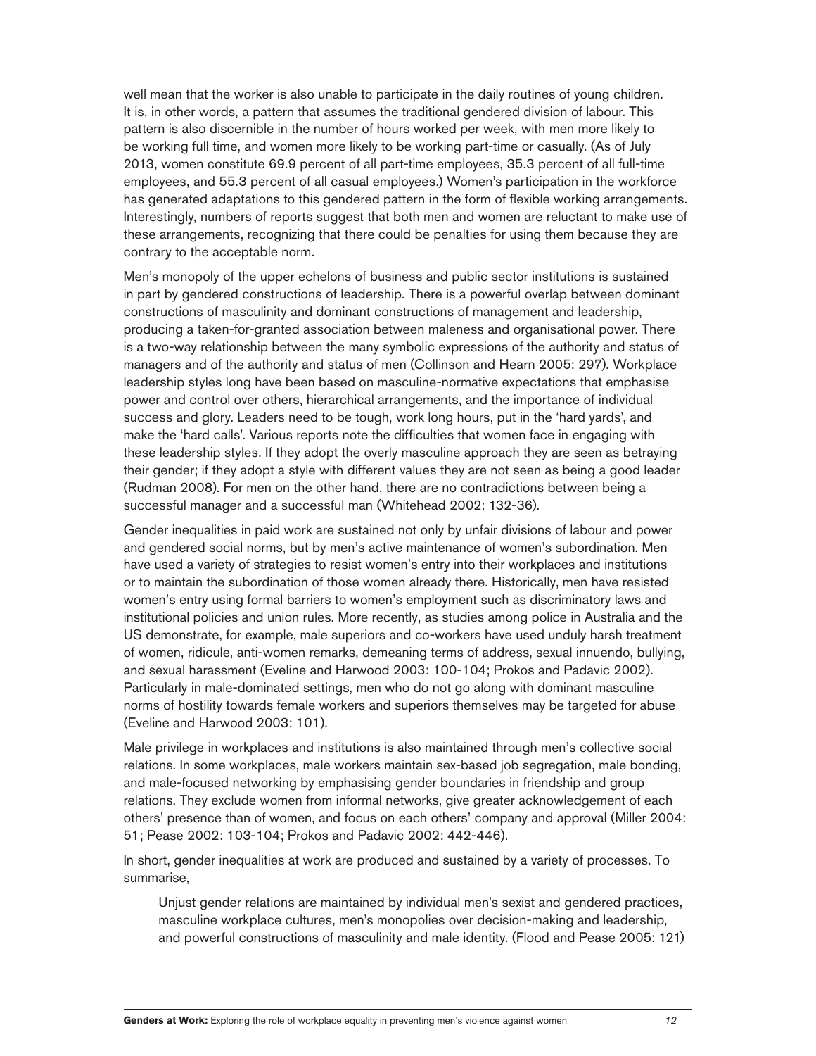well mean that the worker is also unable to participate in the daily routines of young children. It is, in other words, a pattern that assumes the traditional gendered division of labour. This pattern is also discernible in the number of hours worked per week, with men more likely to be working full time, and women more likely to be working part-time or casually. (As of July 2013, women constitute 69.9 percent of all part-time employees, 35.3 percent of all full-time employees, and 55.3 percent of all casual employees.) Women's participation in the workforce has generated adaptations to this gendered pattern in the form of flexible working arrangements. Interestingly, numbers of reports suggest that both men and women are reluctant to make use of these arrangements, recognizing that there could be penalties for using them because they are contrary to the acceptable norm.

Men's monopoly of the upper echelons of business and public sector institutions is sustained in part by gendered constructions of leadership. There is a powerful overlap between dominant constructions of masculinity and dominant constructions of management and leadership, producing a taken-for-granted association between maleness and organisational power. There is a two-way relationship between the many symbolic expressions of the authority and status of managers and of the authority and status of men (Collinson and Hearn 2005: 297). Workplace leadership styles long have been based on masculine-normative expectations that emphasise power and control over others, hierarchical arrangements, and the importance of individual success and glory. Leaders need to be tough, work long hours, put in the 'hard yards', and make the 'hard calls'. Various reports note the difficulties that women face in engaging with these leadership styles. If they adopt the overly masculine approach they are seen as betraying their gender; if they adopt a style with different values they are not seen as being a good leader (Rudman 2008). For men on the other hand, there are no contradictions between being a successful manager and a successful man (Whitehead 2002: 132-36).

Gender inequalities in paid work are sustained not only by unfair divisions of labour and power and gendered social norms, but by men's active maintenance of women's subordination. Men have used a variety of strategies to resist women's entry into their workplaces and institutions or to maintain the subordination of those women already there. Historically, men have resisted women's entry using formal barriers to women's employment such as discriminatory laws and institutional policies and union rules. More recently, as studies among police in Australia and the US demonstrate, for example, male superiors and co-workers have used unduly harsh treatment of women, ridicule, anti-women remarks, demeaning terms of address, sexual innuendo, bullying, and sexual harassment (Eveline and Harwood 2003: 100-104; Prokos and Padavic 2002). Particularly in male-dominated settings, men who do not go along with dominant masculine norms of hostility towards female workers and superiors themselves may be targeted for abuse (Eveline and Harwood 2003: 101).

Male privilege in workplaces and institutions is also maintained through men's collective social relations. In some workplaces, male workers maintain sex-based job segregation, male bonding, and male-focused networking by emphasising gender boundaries in friendship and group relations. They exclude women from informal networks, give greater acknowledgement of each others' presence than of women, and focus on each others' company and approval (Miller 2004: 51; Pease 2002: 103-104; Prokos and Padavic 2002: 442-446).

In short, gender inequalities at work are produced and sustained by a variety of processes. To summarise,

> Unjust gender relations are maintained by individual men's sexist and gendered practices, masculine workplace cultures, men's monopolies over decision-making and leadership, and powerful constructions of masculinity and male identity. (Flood and Pease 2005: 121)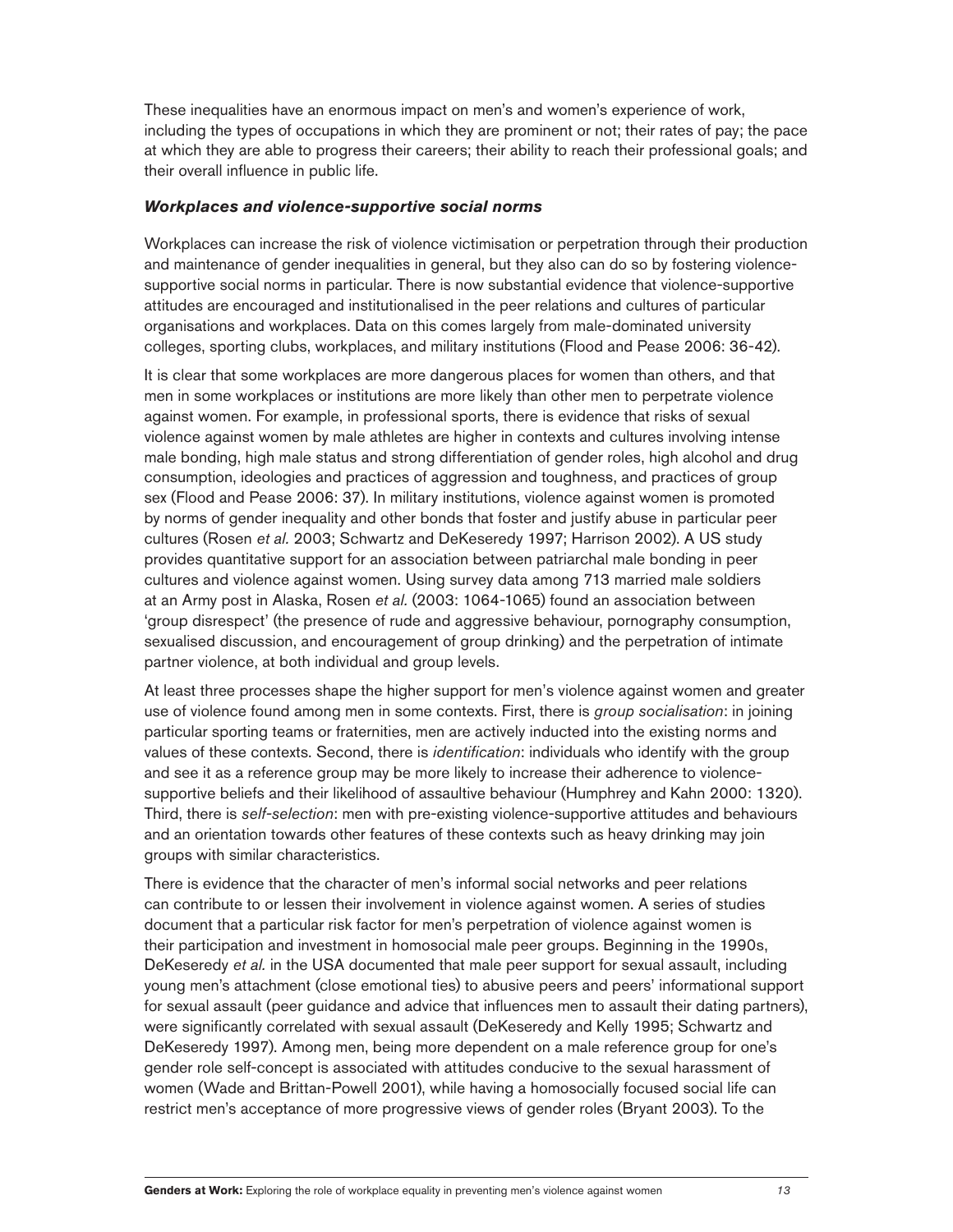These inequalities have an enormous impact on men's and women's experience of work, including the types of occupations in which they are prominent or not; their rates of pay; the pace at which they are able to progress their careers; their ability to reach their professional goals; and their overall influence in public life.

### *Workplaces and violence-supportive social norms*

Workplaces can increase the risk of violence victimisation or perpetration through their production and maintenance of gender inequalities in general, but they also can do so by fostering violence-supportive social norms in particular. There is now substantial evidence that violence-supportive attitudes are encouraged and institutionalised in the peer relations and cultures of particular organisations and workplaces. Data on this comes largely from male-dominated university colleges, sporting clubs, workplaces, and military institutions (Flood and Pease 2006: 36-42).

It is clear that some workplaces are more dangerous places for women than others, and that men in some workplaces or institutions are more likely than other men to perpetrate violence against women. For example, in professional sports, there is evidence that risks of sexual violence against women by male athletes are higher in contexts and cultures involving intense male bonding, high male status and strong differentiation of gender roles, high alcohol and drug consumption, ideologies and practices of aggression and toughness, and practices of group sex (Flood and Pease 2006: 37). In military institutions, violence against women is promoted by norms of gender inequality and other bonds that foster and justify abuse in particular peer cultures (Rosen *et al.* 2003; Schwartz and DeKeseredy 1997; Harrison 2002). A US study provides quantitative support for an association between patriarchal male bonding in peer cultures and violence against women. Using survey data among 713 married male soldiers at an Army post in Alaska, Rosen *et al.* (2003: 1064-1065) found an association between 'group disrespect' (the presence of rude and aggressive behaviour, pornography consumption, sexualised discussion, and encouragement of group drinking) and the perpetration of intimate partner violence, at both individual and group levels.

At least three processes shape the higher support for men's violence against women and greater use of violence found among men in some contexts. First, there is *group socialisation*: in joining particular sporting teams or fraternities, men are actively inducted into the existing norms and values of these contexts. Second, there is *identification*: individuals who identify with the group and see it as a reference group may be more likely to increase their adherence to violence-supportive beliefs and their likelihood of assaultive behaviour (Humphrey and Kahn 2000: 1320). Third, there is *self-selection*: men with pre-existing violence-supportive attitudes and behaviours and an orientation towards other features of these contexts such as heavy drinking may join groups with similar characteristics.

There is evidence that the character of men's informal social networks and peer relations can contribute to or lessen their involvement in violence against women. A series of studies document that a particular risk factor for men's perpetration of violence against women is their participation and investment in homosocial male peer groups. Beginning in the 1990s, DeKeseredy *et al.* in the USA documented that male peer support for sexual assault, including young men's attachment (close emotional ties) to abusive peers and peers' informational support for sexual assault (peer guidance and advice that influences men to assault their dating partners), were significantly correlated with sexual assault (DeKeseredy and Kelly 1995; Schwartz and DeKeseredy 1997). Among men, being more dependent on a male reference group for one's gender role self-concept is associated with attitudes conducive to the sexual harassment of women (Wade and Brittan-Powell 2001), while having a homosocially focused social life can restrict men's acceptance of more progressive views of gender roles (Bryant 2003). To the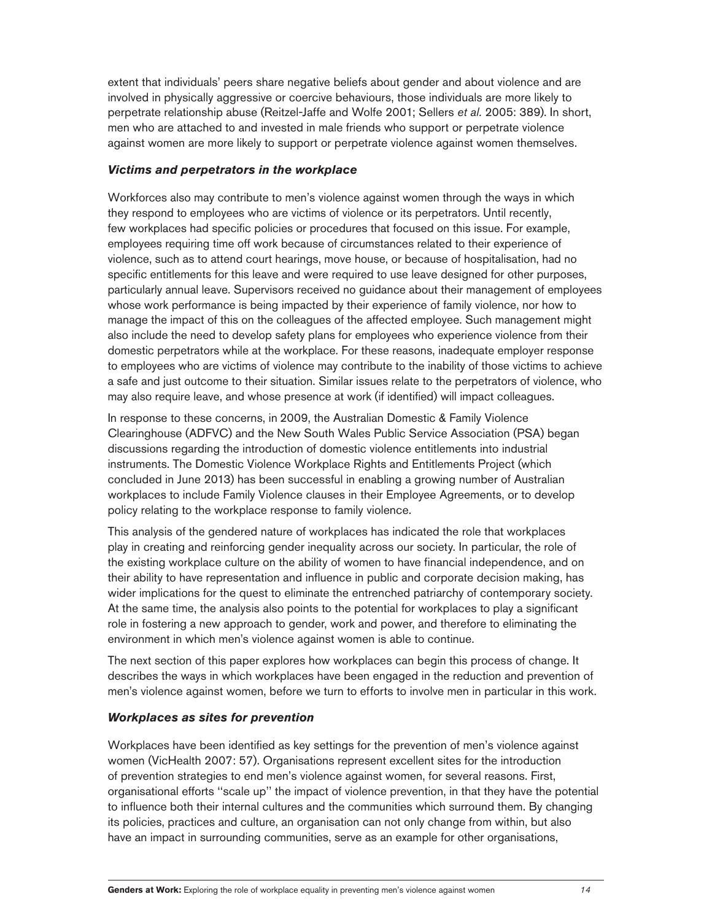extent that individuals' peers share negative beliefs about gender and about violence and are involved in physically aggressive or coercive behaviours, those individuals are more likely to perpetrate relationship abuse (Reitzel-Jaffe and Wolfe 2001; Sellers *et al.* 2005: 389). In short, men who are attached to and invested in male friends who support or perpetrate violence against women are more likely to support or perpetrate violence against women themselves.

### *Victims and perpetrators in the workplace*

Workforces also may contribute to men's violence against women through the ways in which they respond to employees who are victims of violence or its perpetrators. Until recently, few workplaces had specific policies or procedures that focused on this issue. For example, employees requiring time off work because of circumstances related to their experience of violence, such as to attend court hearings, move house, or because of hospitalisation, had no specific entitlements for this leave and were required to use leave designed for other purposes, particularly annual leave. Supervisors received no guidance about their management of employees whose work performance is being impacted by their experience of family violence, nor how to manage the impact of this on the colleagues of the affected employee. Such management might also include the need to develop safety plans for employees who experience violence from their domestic perpetrators while at the workplace. For these reasons, inadequate employer response to employees who are victims of violence may contribute to the inability of those victims to achieve a safe and just outcome to their situation. Similar issues relate to the perpetrators of violence, who may also require leave, and whose presence at work (if identified) will impact colleagues.

In response to these concerns, in 2009, the Australian Domestic & Family Violence Clearinghouse (ADFVC) and the New South Wales Public Service Association (PSA) began discussions regarding the introduction of domestic violence entitlements into industrial instruments. The Domestic Violence Workplace Rights and Entitlements Project (which concluded in June 2013) has been successful in enabling a growing number of Australian workplaces to include Family Violence clauses in their Employee Agreements, or to develop policy relating to the workplace response to family violence.

This analysis of the gendered nature of workplaces has indicated the role that workplaces play in creating and reinforcing gender inequality across our society. In particular, the role of the existing workplace culture on the ability of women to have financial independence, and on their ability to have representation and influence in public and corporate decision making, has wider implications for the quest to eliminate the entrenched patriarchy of contemporary society. At the same time, the analysis also points to the potential for workplaces to play a significant role in fostering a new approach to gender, work and power, and therefore to eliminating the environment in which men's violence against women is able to continue.

The next section of this paper explores how workplaces can begin this process of change. It describes the ways in which workplaces have been engaged in the reduction and prevention of men's violence against women, before we turn to efforts to involve men in particular in this work.

### *Workplaces as sites for prevention*

Workplaces have been identified as key settings for the prevention of men's violence against women (VicHealth 2007: 57). Organisations represent excellent sites for the introduction of prevention strategies to end men's violence against women, for several reasons. First, organisational efforts ''scale up'' the impact of violence prevention, in that they have the potential to influence both their internal cultures and the communities which surround them. By changing its policies, practices and culture, an organisation can not only change from within, but also have an impact in surrounding communities, serve as an example for other organisations,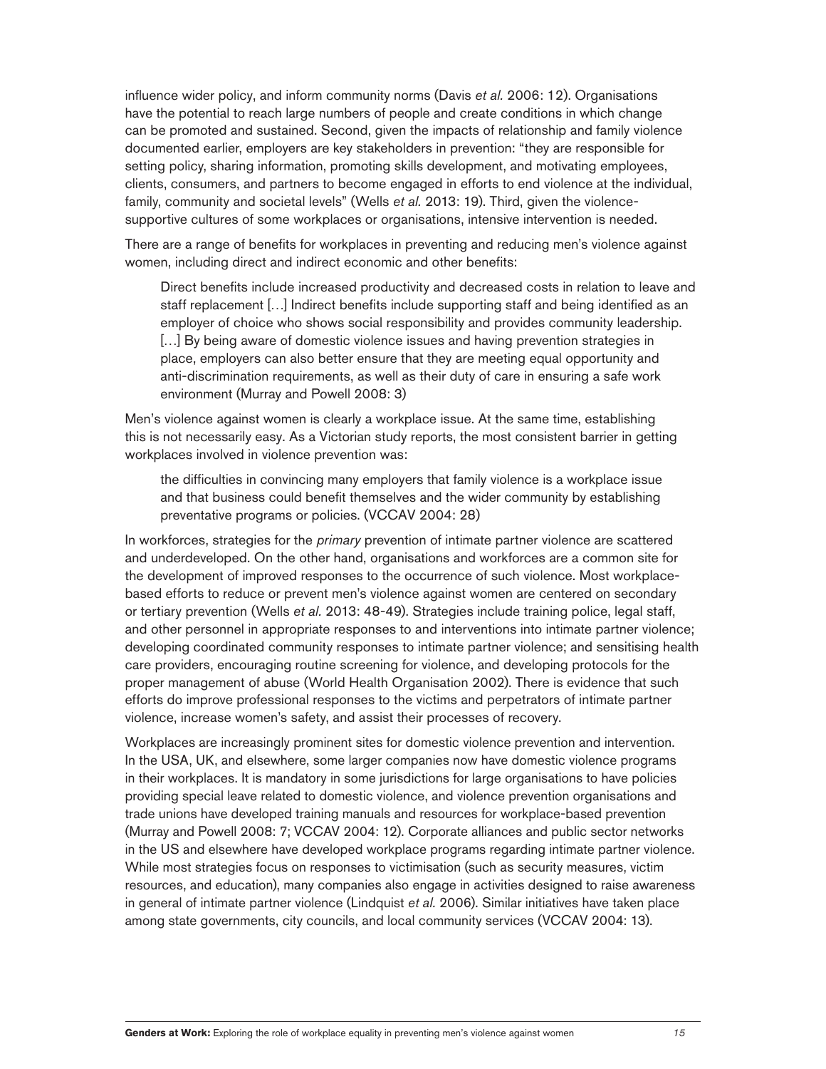influence wider policy, and inform community norms (Davis *et al.* 2006: 12). Organisations have the potential to reach large numbers of people and create conditions in which change can be promoted and sustained. Second, given the impacts of relationship and family violence documented earlier, employers are key stakeholders in prevention: "they are responsible for setting policy, sharing information, promoting skills development, and motivating employees, clients, consumers, and partners to become engaged in efforts to end violence at the individual, family, community and societal levels" (Wells *et al.* 2013: 19). Third, given the violence-supportive cultures of some workplaces or organisations, intensive intervention is needed.

There are a range of benefits for workplaces in preventing and reducing men's violence against women, including direct and indirect economic and other benefits:

> Direct benefits include increased productivity and decreased costs in relation to leave and staff replacement […] Indirect benefits include supporting staff and being identified as an employer of choice who shows social responsibility and provides community leadership. […] By being aware of domestic violence issues and having prevention strategies in place, employers can also better ensure that they are meeting equal opportunity and anti-discrimination requirements, as well as their duty of care in ensuring a safe work environment (Murray and Powell 2008: 3)

Men's violence against women is clearly a workplace issue. At the same time, establishing this is not necessarily easy. As a Victorian study reports, the most consistent barrier in getting workplaces involved in violence prevention was:

> the difficulties in convincing many employers that family violence is a workplace issue and that business could benefit themselves and the wider community by establishing preventative programs or policies. (VCCAV 2004: 28)

In workforces, strategies for the *primary* prevention of intimate partner violence are scattered and underdeveloped. On the other hand, organisations and workforces are a common site for the development of improved responses to the occurrence of such violence. Most workplace-based efforts to reduce or prevent men's violence against women are centered on secondary or tertiary prevention (Wells *et al.* 2013: 48-49). Strategies include training police, legal staff, and other personnel in appropriate responses to and interventions into intimate partner violence; developing coordinated community responses to intimate partner violence; and sensitising health care providers, encouraging routine screening for violence, and developing protocols for the proper management of abuse (World Health Organisation 2002). There is evidence that such efforts do improve professional responses to the victims and perpetrators of intimate partner violence, increase women's safety, and assist their processes of recovery.

Workplaces are increasingly prominent sites for domestic violence prevention and intervention. In the USA, UK, and elsewhere, some larger companies now have domestic violence programs in their workplaces. It is mandatory in some jurisdictions for large organisations to have policies providing special leave related to domestic violence, and violence prevention organisations and trade unions have developed training manuals and resources for workplace-based prevention (Murray and Powell 2008: 7; VCCAV 2004: 12). Corporate alliances and public sector networks in the US and elsewhere have developed workplace programs regarding intimate partner violence. While most strategies focus on responses to victimisation (such as security measures, victim resources, and education), many companies also engage in activities designed to raise awareness in general of intimate partner violence (Lindquist *et al.* 2006). Similar initiatives have taken place among state governments, city councils, and local community services (VCCAV 2004: 13).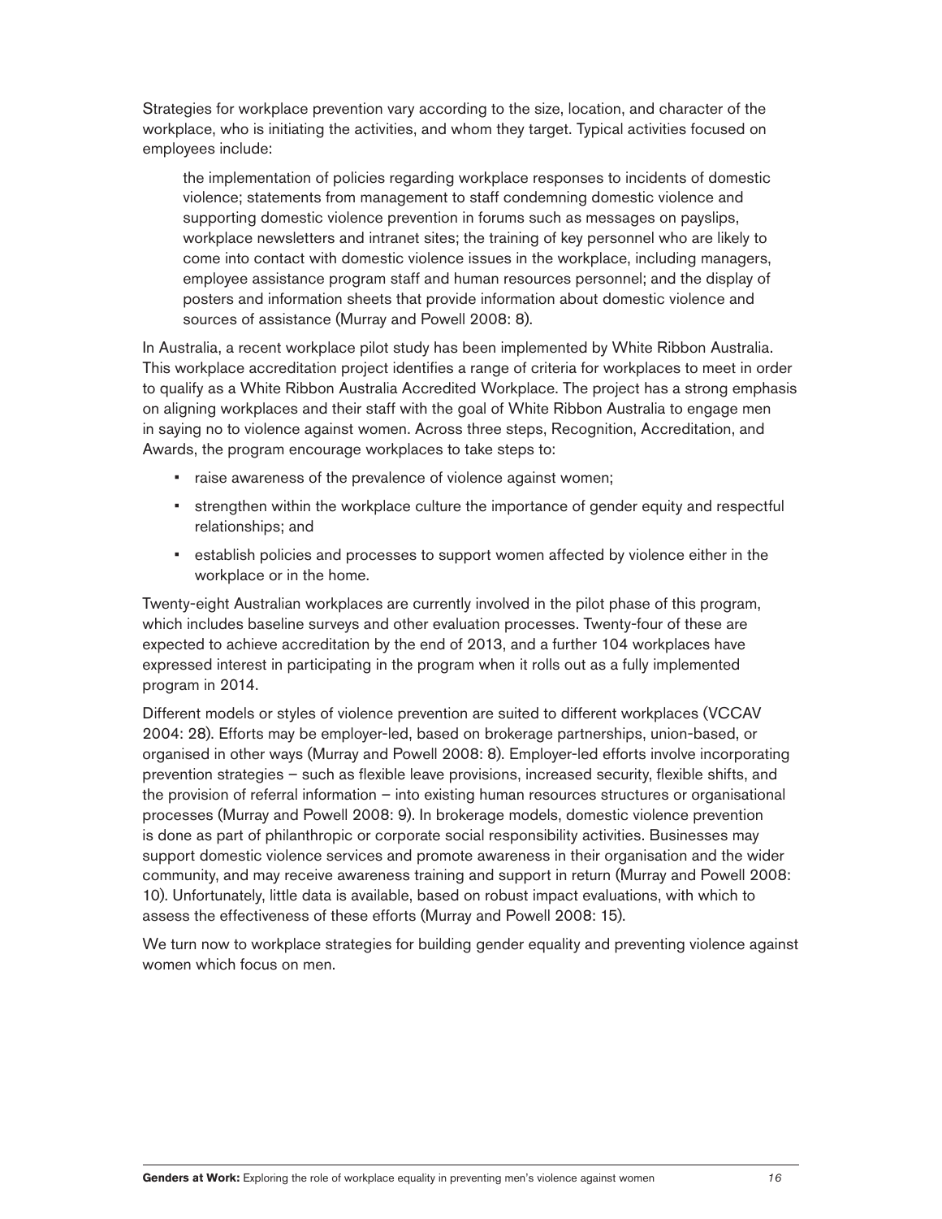Strategies for workplace prevention vary according to the size, location, and character of the workplace, who is initiating the activities, and whom they target. Typical activities focused on employees include:

> the implementation of policies regarding workplace responses to incidents of domestic violence; statements from management to staff condemning domestic violence and supporting domestic violence prevention in forums such as messages on payslips, workplace newsletters and intranet sites; the training of key personnel who are likely to come into contact with domestic violence issues in the workplace, including managers, employee assistance program staff and human resources personnel; and the display of posters and information sheets that provide information about domestic violence and sources of assistance (Murray and Powell 2008: 8).

In Australia, a recent workplace pilot study has been implemented by White Ribbon Australia. This workplace accreditation project identifies a range of criteria for workplaces to meet in order to qualify as a White Ribbon Australia Accredited Workplace. The project has a strong emphasis on aligning workplaces and their staff with the goal of White Ribbon Australia to engage men in saying no to violence against women. Across three steps, Recognition, Accreditation, and Awards, the program encourage workplaces to take steps to:

- raise awareness of the prevalence of violence against women;
- strengthen within the workplace culture the importance of gender equity and respectful relationships; and
- establish policies and processes to support women affected by violence either in the workplace or in the home.

Twenty-eight Australian workplaces are currently involved in the pilot phase of this program, which includes baseline surveys and other evaluation processes. Twenty-four of these are expected to achieve accreditation by the end of 2013, and a further 104 workplaces have expressed interest in participating in the program when it rolls out as a fully implemented program in 2014.

Different models or styles of violence prevention are suited to different workplaces (VCCAV 2004: 28). Efforts may be employer-led, based on brokerage partnerships, union-based, or organised in other ways (Murray and Powell 2008: 8). Employer-led efforts involve incorporating prevention strategies – such as flexible leave provisions, increased security, flexible shifts, and the provision of referral information – into existing human resources structures or organisational processes (Murray and Powell 2008: 9). In brokerage models, domestic violence prevention is done as part of philanthropic or corporate social responsibility activities. Businesses may support domestic violence services and promote awareness in their organisation and the wider community, and may receive awareness training and support in return (Murray and Powell 2008: 10). Unfortunately, little data is available, based on robust impact evaluations, with which to assess the effectiveness of these efforts (Murray and Powell 2008: 15).

We turn now to workplace strategies for building gender equality and preventing violence against women which focus on men.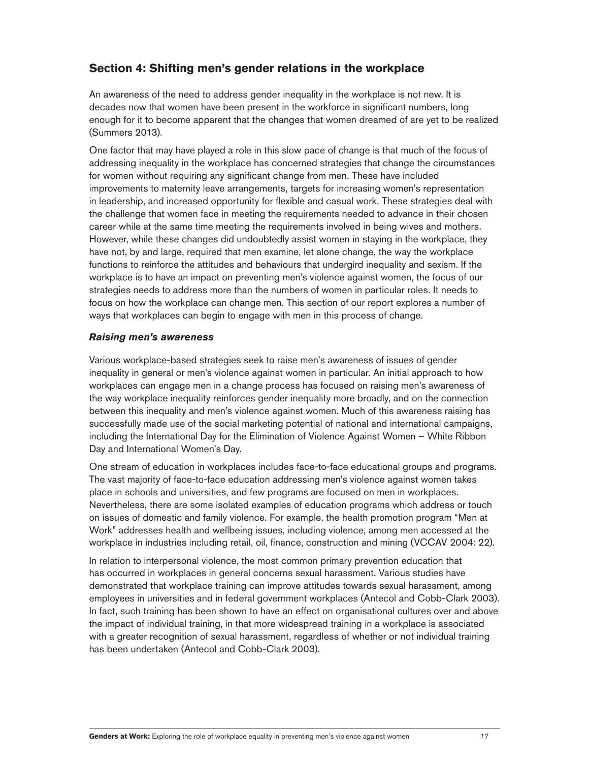## Section 4: Shifting men's gender relations in the workplace

An awareness of the need to address gender inequality in the workplace is not new. It is decades now that women have been present in the workforce in significant numbers, long enough for it to become apparent that the changes that women dreamed of are yet to be realized (Summers 2013).

One factor that may have played a role in this slow pace of change is that much of the focus of addressing inequality in the workplace has concerned strategies that change the circumstances for women without requiring any significant change from men. These have included improvements to maternity leave arrangements, targets for increasing women's representation in leadership, and increased opportunity for flexible and casual work. These strategies deal with the challenge that women face in meeting the requirements needed to advance in their chosen career while at the same time meeting the requirements involved in being wives and mothers. However, while these changes did undoubtedly assist women in staying in the workplace, they have not, by and large, required that men examine, let alone change, the way the workplace functions to reinforce the attitudes and behaviours that undergird inequality and sexism. If the workplace is to have an impact on preventing men's violence against women, the focus of our strategies needs to address more than the numbers of women in particular roles. It needs to focus on how the workplace can change men. This section of our report explores a number of ways that workplaces can begin to engage with men in this process of change.

### *Raising men's awareness*

Various workplace-based strategies seek to raise men's awareness of issues of gender inequality in general or men's violence against women in particular. An initial approach to how workplaces can engage men in a change process has focused on raising men's awareness of the way workplace inequality reinforces gender inequality more broadly, and on the connection between this inequality and men's violence against women. Much of this awareness raising has successfully made use of the social marketing potential of national and international campaigns, including the International Day for the Elimination of Violence Against Women – White Ribbon Day and International Women's Day.

One stream of education in workplaces includes face-to-face educational groups and programs. The vast majority of face-to-face education addressing men's violence against women takes place in schools and universities, and few programs are focused on men in workplaces. Nevertheless, there are some isolated examples of education programs which address or touch on issues of domestic and family violence. For example, the health promotion program "Men at Work" addresses health and wellbeing issues, including violence, among men accessed at the workplace in industries including retail, oil, finance, construction and mining (VCCAV 2004: 22).

In relation to interpersonal violence, the most common primary prevention education that has occurred in workplaces in general concerns sexual harassment. Various studies have demonstrated that workplace training can improve attitudes towards sexual harassment, among employees in universities and in federal government workplaces (Antecol and Cobb-Clark 2003). In fact, such training has been shown to have an effect on organisational cultures over and above the impact of individual training, in that more widespread training in a workplace is associated with a greater recognition of sexual harassment, regardless of whether or not individual training has been undertaken (Antecol and Cobb-Clark 2003).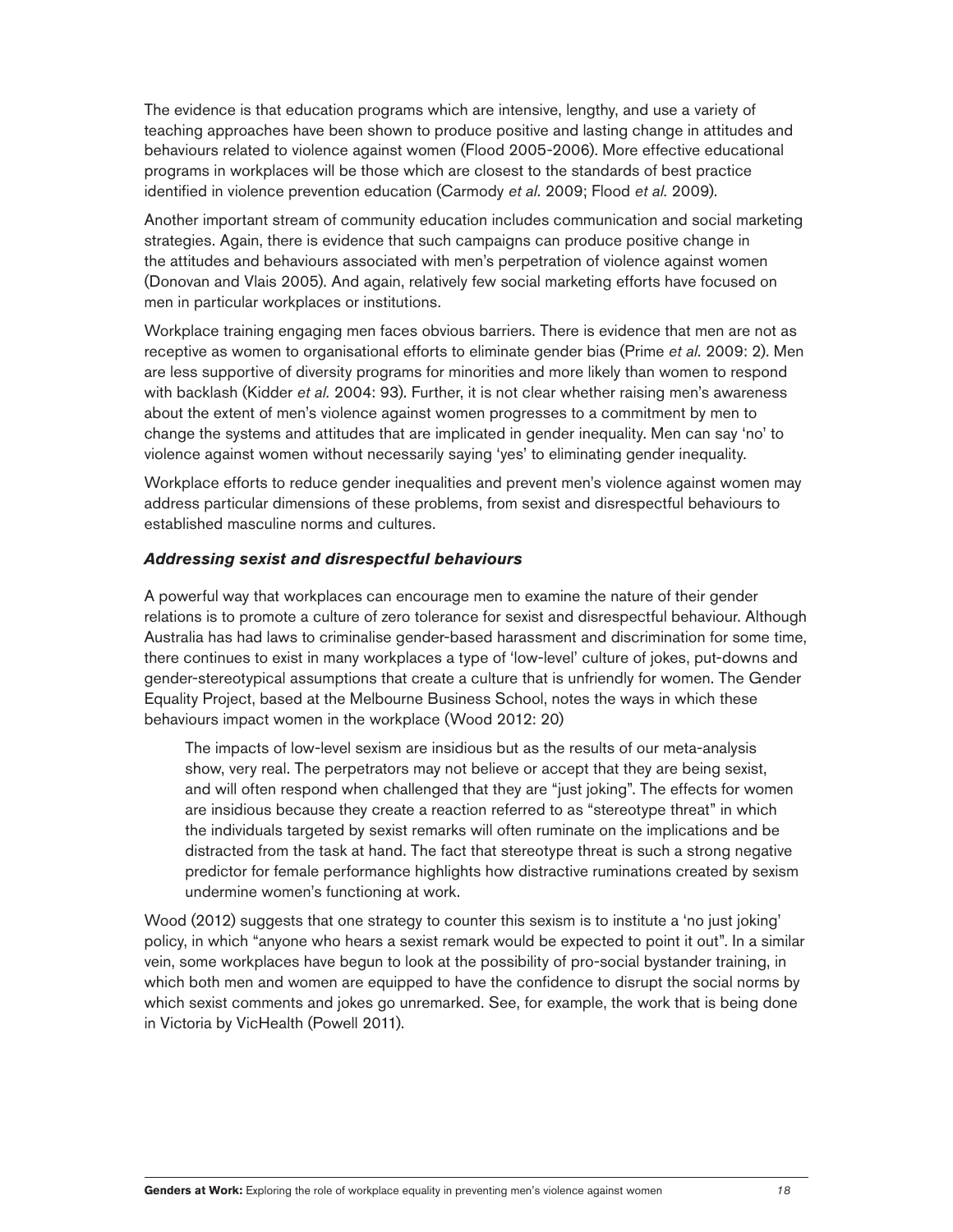The evidence is that education programs which are intensive, lengthy, and use a variety of teaching approaches have been shown to produce positive and lasting change in attitudes and behaviours related to violence against women (Flood 2005-2006). More effective educational programs in workplaces will be those which are closest to the standards of best practice identified in violence prevention education (Carmody *et al.* 2009; Flood *et al.* 2009).

Another important stream of community education includes communication and social marketing strategies. Again, there is evidence that such campaigns can produce positive change in the attitudes and behaviours associated with men's perpetration of violence against women (Donovan and Vlais 2005). And again, relatively few social marketing efforts have focused on men in particular workplaces or institutions.

Workplace training engaging men faces obvious barriers. There is evidence that men are not as receptive as women to organisational efforts to eliminate gender bias (Prime *et al.* 2009: 2). Men are less supportive of diversity programs for minorities and more likely than women to respond with backlash (Kidder *et al.* 2004: 93). Further, it is not clear whether raising men's awareness about the extent of men's violence against women progresses to a commitment by men to change the systems and attitudes that are implicated in gender inequality. Men can say 'no' to violence against women without necessarily saying 'yes' to eliminating gender inequality.

Workplace efforts to reduce gender inequalities and prevent men's violence against women may address particular dimensions of these problems, from sexist and disrespectful behaviours to established masculine norms and cultures.

#### *Addressing sexist and disrespectful behaviours*

A powerful way that workplaces can encourage men to examine the nature of their gender relations is to promote a culture of zero tolerance for sexist and disrespectful behaviour. Although Australia has had laws to criminalise gender-based harassment and discrimination for some time, there continues to exist in many workplaces a type of 'low-level' culture of jokes, put-downs and gender-stereotypical assumptions that create a culture that is unfriendly for women. The Gender Equality Project, based at the Melbourne Business School, notes the ways in which these behaviours impact women in the workplace (Wood 2012: 20)

> The impacts of low-level sexism are insidious but as the results of our meta-analysis show, very real. The perpetrators may not believe or accept that they are being sexist, and will often respond when challenged that they are "just joking". The effects for women are insidious because they create a reaction referred to as "stereotype threat" in which the individuals targeted by sexist remarks will often ruminate on the implications and be distracted from the task at hand. The fact that stereotype threat is such a strong negative predictor for female performance highlights how distractive ruminations created by sexism undermine women's functioning at work.

Wood (2012) suggests that one strategy to counter this sexism is to institute a 'no just joking' policy, in which "anyone who hears a sexist remark would be expected to point it out". In a similar vein, some workplaces have begun to look at the possibility of pro-social bystander training, in which both men and women are equipped to have the confidence to disrupt the social norms by which sexist comments and jokes go unremarked. See, for example, the work that is being done in Victoria by VicHealth (Powell 2011).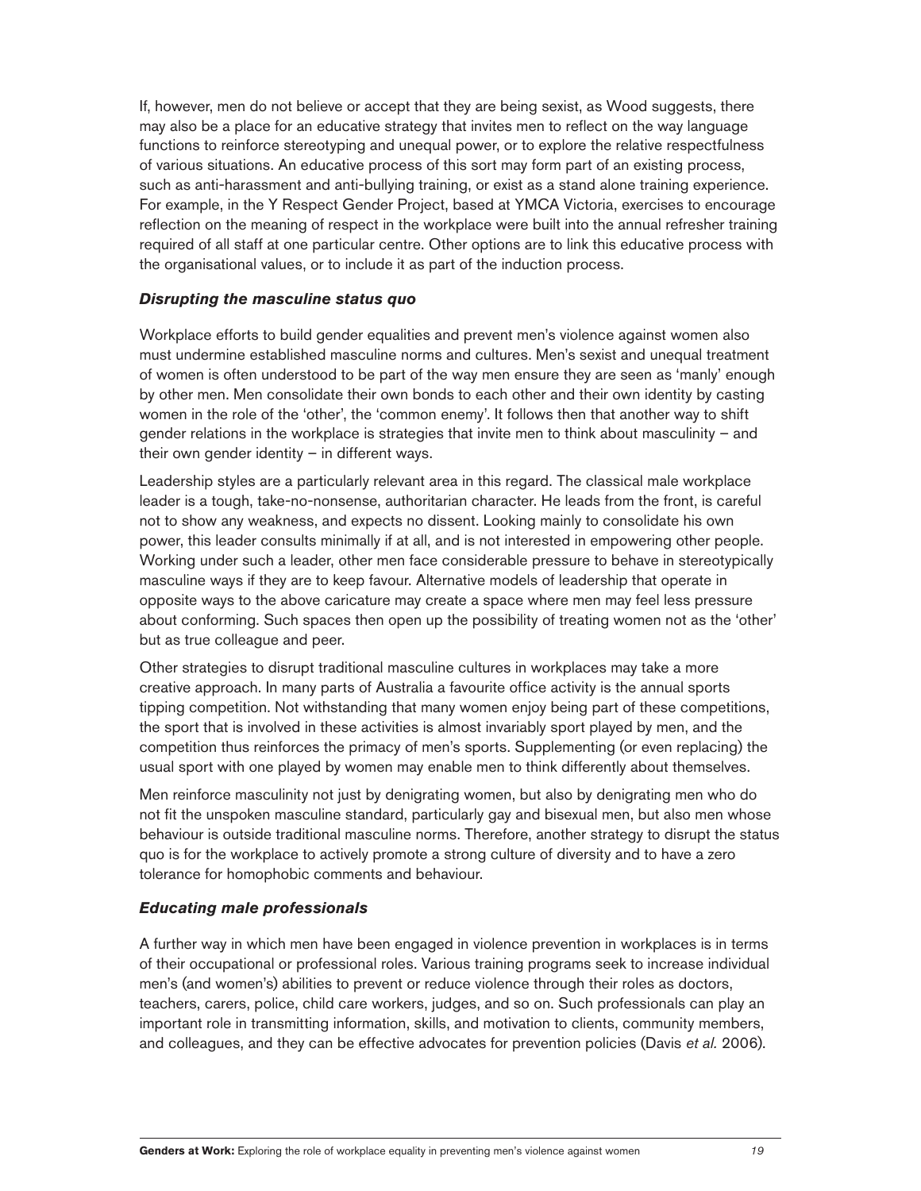If, however, men do not believe or accept that they are being sexist, as Wood suggests, there may also be a place for an educative strategy that invites men to reflect on the way language functions to reinforce stereotyping and unequal power, or to explore the relative respectfulness of various situations. An educative process of this sort may form part of an existing process, such as anti-harassment and anti-bullying training, or exist as a stand alone training experience. For example, in the Y Respect Gender Project, based at YMCA Victoria, exercises to encourage reflection on the meaning of respect in the workplace were built into the annual refresher training required of all staff at one particular centre. Other options are to link this educative process with the organisational values, or to include it as part of the induction process.

### *Disrupting the masculine status quo*

Workplace efforts to build gender equalities and prevent men's violence against women also must undermine established masculine norms and cultures. Men's sexist and unequal treatment of women is often understood to be part of the way men ensure they are seen as 'manly' enough by other men. Men consolidate their own bonds to each other and their own identity by casting women in the role of the 'other', the 'common enemy'. It follows then that another way to shift gender relations in the workplace is strategies that invite men to think about masculinity – and their own gender identity – in different ways.

Leadership styles are a particularly relevant area in this regard. The classical male workplace leader is a tough, take-no-nonsense, authoritarian character. He leads from the front, is careful not to show any weakness, and expects no dissent. Looking mainly to consolidate his own power, this leader consults minimally if at all, and is not interested in empowering other people. Working under such a leader, other men face considerable pressure to behave in stereotypically masculine ways if they are to keep favour. Alternative models of leadership that operate in opposite ways to the above caricature may create a space where men may feel less pressure about conforming. Such spaces then open up the possibility of treating women not as the 'other' but as true colleague and peer.

Other strategies to disrupt traditional masculine cultures in workplaces may take a more creative approach. In many parts of Australia a favourite office activity is the annual sports tipping competition. Not withstanding that many women enjoy being part of these competitions, the sport that is involved in these activities is almost invariably sport played by men, and the competition thus reinforces the primacy of men's sports. Supplementing (or even replacing) the usual sport with one played by women may enable men to think differently about themselves.

Men reinforce masculinity not just by denigrating women, but also by denigrating men who do not fit the unspoken masculine standard, particularly gay and bisexual men, but also men whose behaviour is outside traditional masculine norms. Therefore, another strategy to disrupt the status quo is for the workplace to actively promote a strong culture of diversity and to have a zero tolerance for homophobic comments and behaviour.

### *Educating male professionals*

A further way in which men have been engaged in violence prevention in workplaces is in terms of their occupational or professional roles. Various training programs seek to increase individual men's (and women's) abilities to prevent or reduce violence through their roles as doctors, teachers, carers, police, child care workers, judges, and so on. Such professionals can play an important role in transmitting information, skills, and motivation to clients, community members, and colleagues, and they can be effective advocates for prevention policies (Davis *et al.* 2006).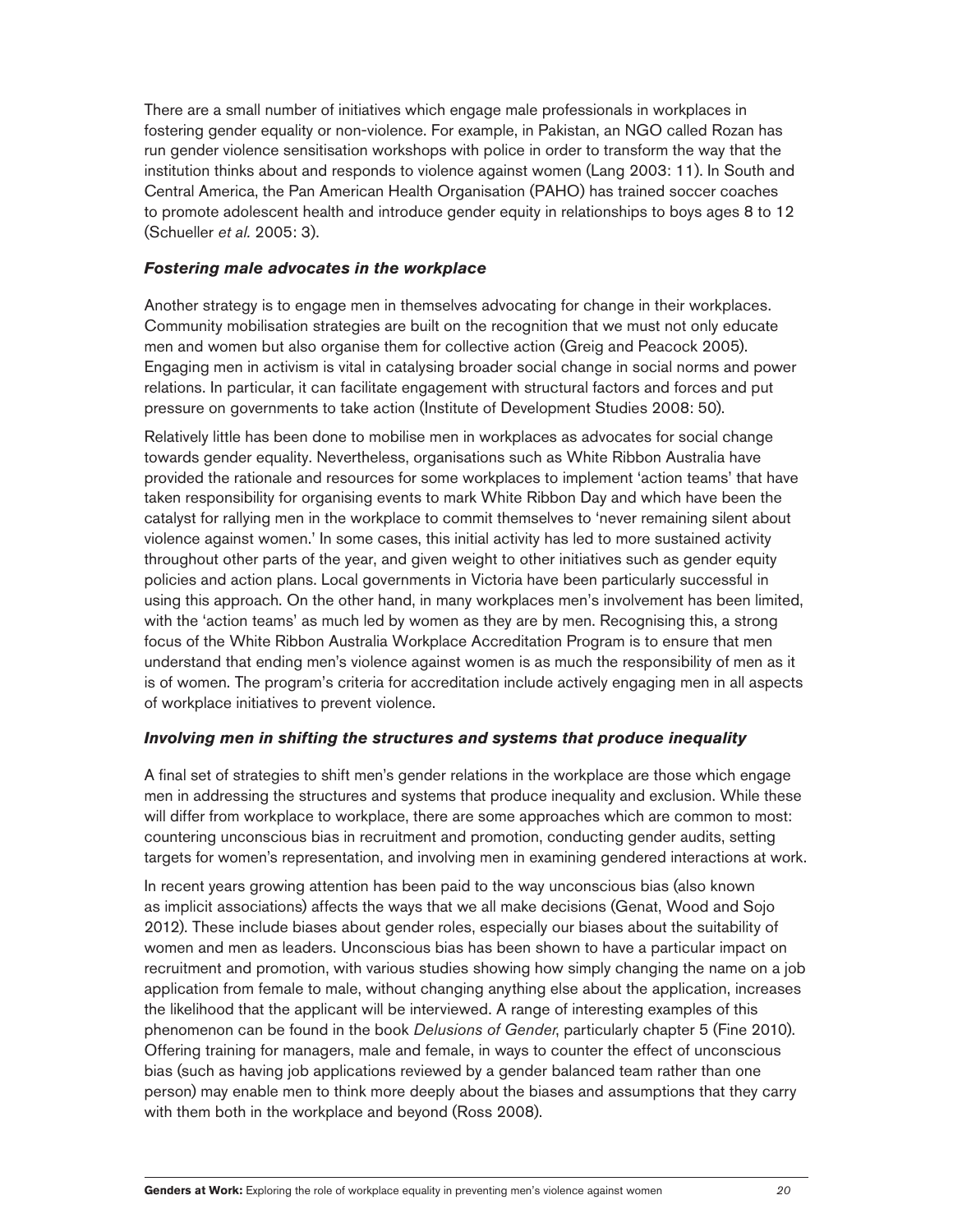There are a small number of initiatives which engage male professionals in workplaces in fostering gender equality or non-violence. For example, in Pakistan, an NGO called Rozan has run gender violence sensitisation workshops with police in order to transform the way that the institution thinks about and responds to violence against women (Lang 2003: 11). In South and Central America, the Pan American Health Organisation (PAHO) has trained soccer coaches to promote adolescent health and introduce gender equity in relationships to boys ages 8 to 12 (Schueller *et al.* 2005: 3).

### *Fostering male advocates in the workplace*

Another strategy is to engage men in themselves advocating for change in their workplaces. Community mobilisation strategies are built on the recognition that we must not only educate men and women but also organise them for collective action (Greig and Peacock 2005). Engaging men in activism is vital in catalysing broader social change in social norms and power relations. In particular, it can facilitate engagement with structural factors and forces and put pressure on governments to take action (Institute of Development Studies 2008: 50).

Relatively little has been done to mobilise men in workplaces as advocates for social change towards gender equality. Nevertheless, organisations such as White Ribbon Australia have provided the rationale and resources for some workplaces to implement 'action teams' that have taken responsibility for organising events to mark White Ribbon Day and which have been the catalyst for rallying men in the workplace to commit themselves to 'never remaining silent about violence against women.' In some cases, this initial activity has led to more sustained activity throughout other parts of the year, and given weight to other initiatives such as gender equity policies and action plans. Local governments in Victoria have been particularly successful in using this approach. On the other hand, in many workplaces men's involvement has been limited, with the 'action teams' as much led by women as they are by men. Recognising this, a strong focus of the White Ribbon Australia Workplace Accreditation Program is to ensure that men understand that ending men's violence against women is as much the responsibility of men as it is of women. The program's criteria for accreditation include actively engaging men in all aspects of workplace initiatives to prevent violence.

### *Involving men in shifting the structures and systems that produce inequality*

A final set of strategies to shift men's gender relations in the workplace are those which engage men in addressing the structures and systems that produce inequality and exclusion. While these will differ from workplace to workplace, there are some approaches which are common to most: countering unconscious bias in recruitment and promotion, conducting gender audits, setting targets for women's representation, and involving men in examining gendered interactions at work.

In recent years growing attention has been paid to the way unconscious bias (also known as implicit associations) affects the ways that we all make decisions (Genat, Wood and Sojo 2012). These include biases about gender roles, especially our biases about the suitability of women and men as leaders. Unconscious bias has been shown to have a particular impact on recruitment and promotion, with various studies showing how simply changing the name on a job application from female to male, without changing anything else about the application, increases the likelihood that the applicant will be interviewed. A range of interesting examples of this phenomenon can be found in the book *Delusions of Gender*, particularly chapter 5 (Fine 2010). Offering training for managers, male and female, in ways to counter the effect of unconscious bias (such as having job applications reviewed by a gender balanced team rather than one person) may enable men to think more deeply about the biases and assumptions that they carry with them both in the workplace and beyond (Ross 2008).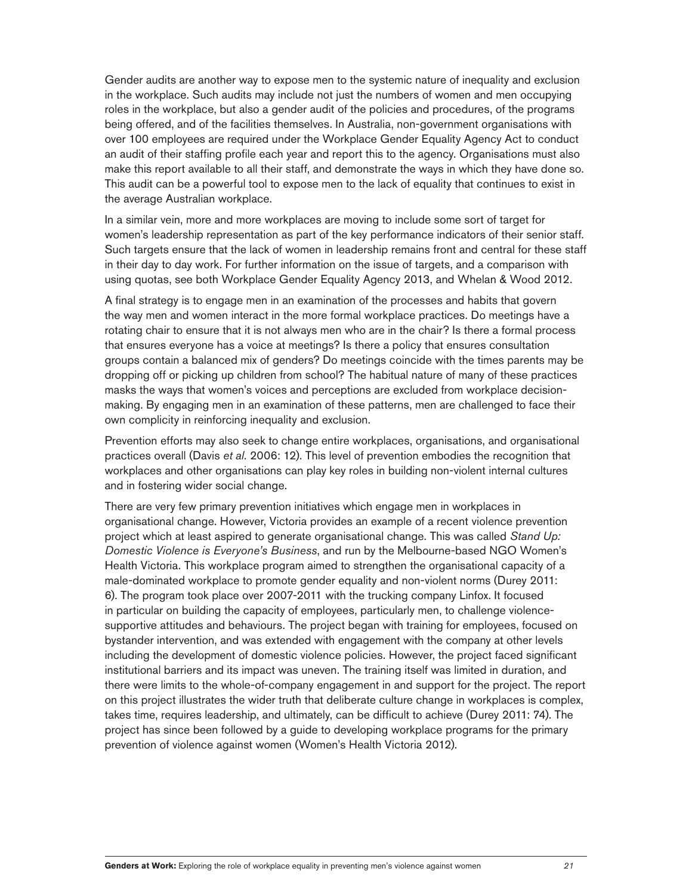Gender audits are another way to expose men to the systemic nature of inequality and exclusion in the workplace. Such audits may include not just the numbers of women and men occupying roles in the workplace, but also a gender audit of the policies and procedures, of the programs being offered, and of the facilities themselves. In Australia, non-government organisations with over 100 employees are required under the Workplace Gender Equality Agency Act to conduct an audit of their staffing profile each year and report this to the agency. Organisations must also make this report available to all their staff, and demonstrate the ways in which they have done so. This audit can be a powerful tool to expose men to the lack of equality that continues to exist in the average Australian workplace.

In a similar vein, more and more workplaces are moving to include some sort of target for women's leadership representation as part of the key performance indicators of their senior staff. Such targets ensure that the lack of women in leadership remains front and central for these staff in their day to day work. For further information on the issue of targets, and a comparison with using quotas, see both Workplace Gender Equality Agency 2013, and Whelan & Wood 2012.

A final strategy is to engage men in an examination of the processes and habits that govern the way men and women interact in the more formal workplace practices. Do meetings have a rotating chair to ensure that it is not always men who are in the chair? Is there a formal process that ensures everyone has a voice at meetings? Is there a policy that ensures consultation groups contain a balanced mix of genders? Do meetings coincide with the times parents may be dropping off or picking up children from school? The habitual nature of many of these practices masks the ways that women's voices and perceptions are excluded from workplace decision-making. By engaging men in an examination of these patterns, men are challenged to face their own complicity in reinforcing inequality and exclusion.

Prevention efforts may also seek to change entire workplaces, organisations, and organisational practices overall (Davis *et al.* 2006: 12). This level of prevention embodies the recognition that workplaces and other organisations can play key roles in building non-violent internal cultures and in fostering wider social change.

There are very few primary prevention initiatives which engage men in workplaces in organisational change. However, Victoria provides an example of a recent violence prevention project which at least aspired to generate organisational change. This was called *Stand Up: Domestic Violence is Everyone's Business*, and run by the Melbourne-based NGO Women's Health Victoria. This workplace program aimed to strengthen the organisational capacity of a male-dominated workplace to promote gender equality and non-violent norms (Durey 2011: 6). The program took place over 2007-2011 with the trucking company Linfox. It focused in particular on building the capacity of employees, particularly men, to challenge violence-supportive attitudes and behaviours. The project began with training for employees, focused on bystander intervention, and was extended with engagement with the company at other levels including the development of domestic violence policies. However, the project faced significant institutional barriers and its impact was uneven. The training itself was limited in duration, and there were limits to the whole-of-company engagement in and support for the project. The report on this project illustrates the wider truth that deliberate culture change in workplaces is complex, takes time, requires leadership, and ultimately, can be difficult to achieve (Durey 2011: 74). The project has since been followed by a guide to developing workplace programs for the primary prevention of violence against women (Women's Health Victoria 2012).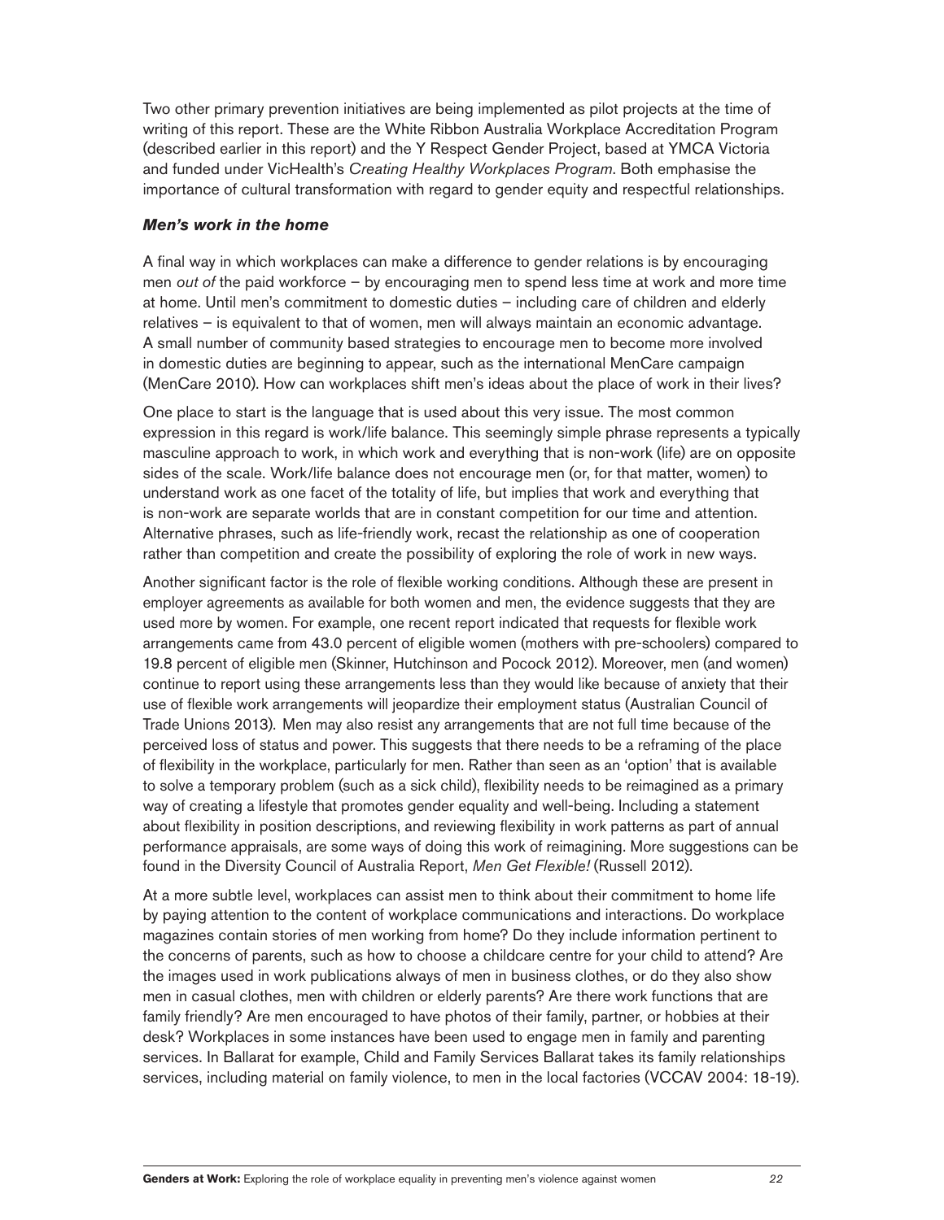Two other primary prevention initiatives are being implemented as pilot projects at the time of writing of this report. These are the White Ribbon Australia Workplace Accreditation Program (described earlier in this report) and the Y Respect Gender Project, based at YMCA Victoria and funded under VicHealth's *Creating Healthy Workplaces Program*. Both emphasise the importance of cultural transformation with regard to gender equity and respectful relationships.

### *Men's work in the home*

A final way in which workplaces can make a difference to gender relations is by encouraging men *out of* the paid workforce – by encouraging men to spend less time at work and more time at home. Until men's commitment to domestic duties – including care of children and elderly relatives – is equivalent to that of women, men will always maintain an economic advantage. A small number of community based strategies to encourage men to become more involved in domestic duties are beginning to appear, such as the international MenCare campaign (MenCare 2010). How can workplaces shift men's ideas about the place of work in their lives?

One place to start is the language that is used about this very issue. The most common expression in this regard is work/life balance. This seemingly simple phrase represents a typically masculine approach to work, in which work and everything that is non-work (life) are on opposite sides of the scale. Work/life balance does not encourage men (or, for that matter, women) to understand work as one facet of the totality of life, but implies that work and everything that is non-work are separate worlds that are in constant competition for our time and attention. Alternative phrases, such as life-friendly work, recast the relationship as one of cooperation rather than competition and create the possibility of exploring the role of work in new ways.

Another significant factor is the role of flexible working conditions. Although these are present in employer agreements as available for both women and men, the evidence suggests that they are used more by women. For example, one recent report indicated that requests for flexible work arrangements came from 43.0 percent of eligible women (mothers with pre-schoolers) compared to 19.8 percent of eligible men (Skinner, Hutchinson and Pocock 2012). Moreover, men (and women) continue to report using these arrangements less than they would like because of anxiety that their use of flexible work arrangements will jeopardize their employment status (Australian Council of Trade Unions 2013). Men may also resist any arrangements that are not full time because of the perceived loss of status and power. This suggests that there needs to be a reframing of the place of flexibility in the workplace, particularly for men. Rather than seen as an 'option' that is available to solve a temporary problem (such as a sick child), flexibility needs to be reimagined as a primary way of creating a lifestyle that promotes gender equality and well-being. Including a statement about flexibility in position descriptions, and reviewing flexibility in work patterns as part of annual performance appraisals, are some ways of doing this work of reimagining. More suggestions can be found in the Diversity Council of Australia Report, *Men Get Flexible!* (Russell 2012).

At a more subtle level, workplaces can assist men to think about their commitment to home life by paying attention to the content of workplace communications and interactions. Do workplace magazines contain stories of men working from home? Do they include information pertinent to the concerns of parents, such as how to choose a childcare centre for your child to attend? Are the images used in work publications always of men in business clothes, or do they also show men in casual clothes, men with children or elderly parents? Are there work functions that are family friendly? Are men encouraged to have photos of their family, partner, or hobbies at their desk? Workplaces in some instances have been used to engage men in family and parenting services. In Ballarat for example, Child and Family Services Ballarat takes its family relationships services, including material on family violence, to men in the local factories (VCCAV 2004: 18-19).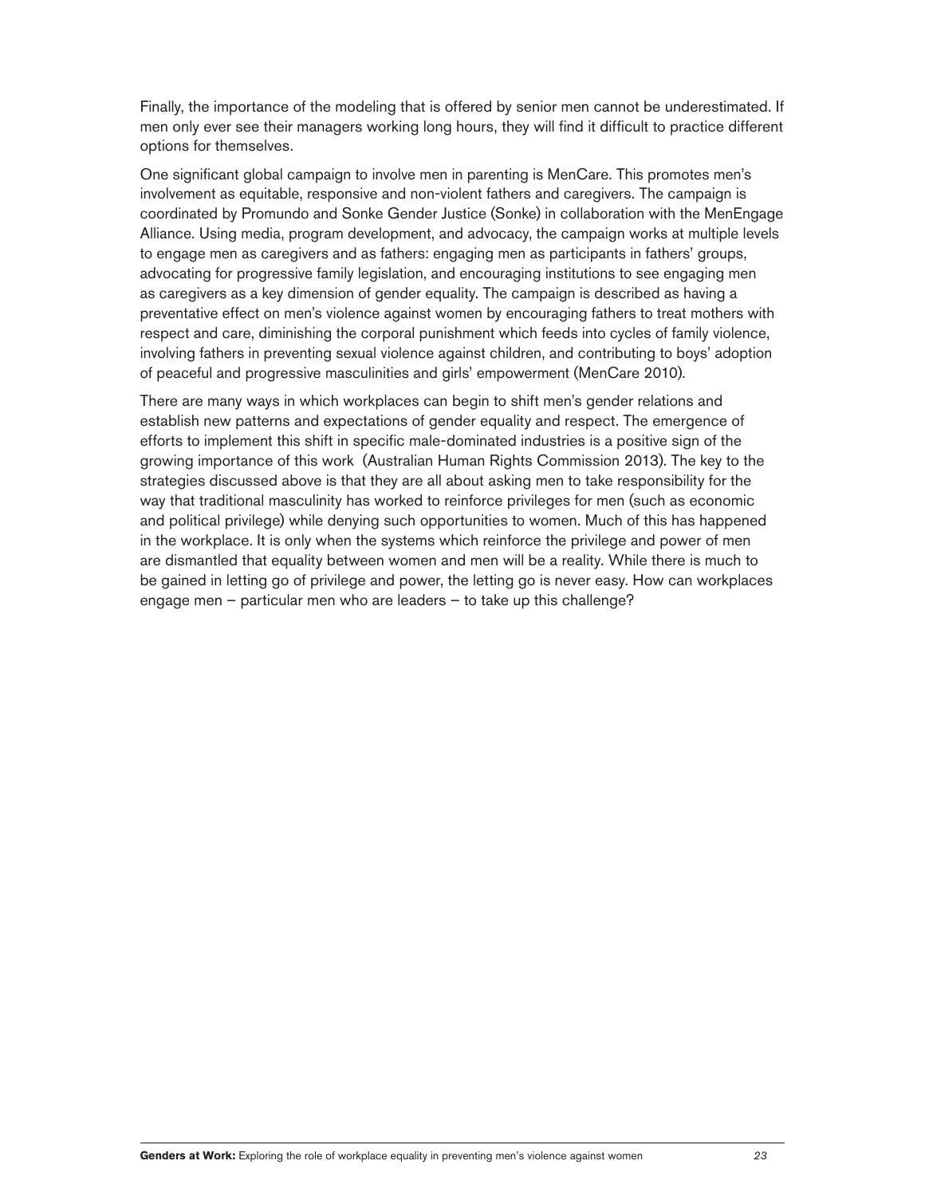Finally, the importance of the modeling that is offered by senior men cannot be underestimated. If men only ever see their managers working long hours, they will find it difficult to practice different options for themselves.

One significant global campaign to involve men in parenting is MenCare. This promotes men's involvement as equitable, responsive and non-violent fathers and caregivers. The campaign is coordinated by Promundo and Sonke Gender Justice (Sonke) in collaboration with the MenEngage Alliance. Using media, program development, and advocacy, the campaign works at multiple levels to engage men as caregivers and as fathers: engaging men as participants in fathers' groups, advocating for progressive family legislation, and encouraging institutions to see engaging men as caregivers as a key dimension of gender equality. The campaign is described as having a preventative effect on men's violence against women by encouraging fathers to treat mothers with respect and care, diminishing the corporal punishment which feeds into cycles of family violence, involving fathers in preventing sexual violence against children, and contributing to boys' adoption of peaceful and progressive masculinities and girls' empowerment (MenCare 2010).

There are many ways in which workplaces can begin to shift men's gender relations and establish new patterns and expectations of gender equality and respect. The emergence of efforts to implement this shift in specific male-dominated industries is a positive sign of the growing importance of this work (Australian Human Rights Commission 2013). The key to the strategies discussed above is that they are all about asking men to take responsibility for the way that traditional masculinity has worked to reinforce privileges for men (such as economic and political privilege) while denying such opportunities to women. Much of this has happened in the workplace. It is only when the systems which reinforce the privilege and power of men are dismantled that equality between women and men will be a reality. While there is much to be gained in letting go of privilege and power, the letting go is never easy. How can workplaces engage men – particular men who are leaders – to take up this challenge?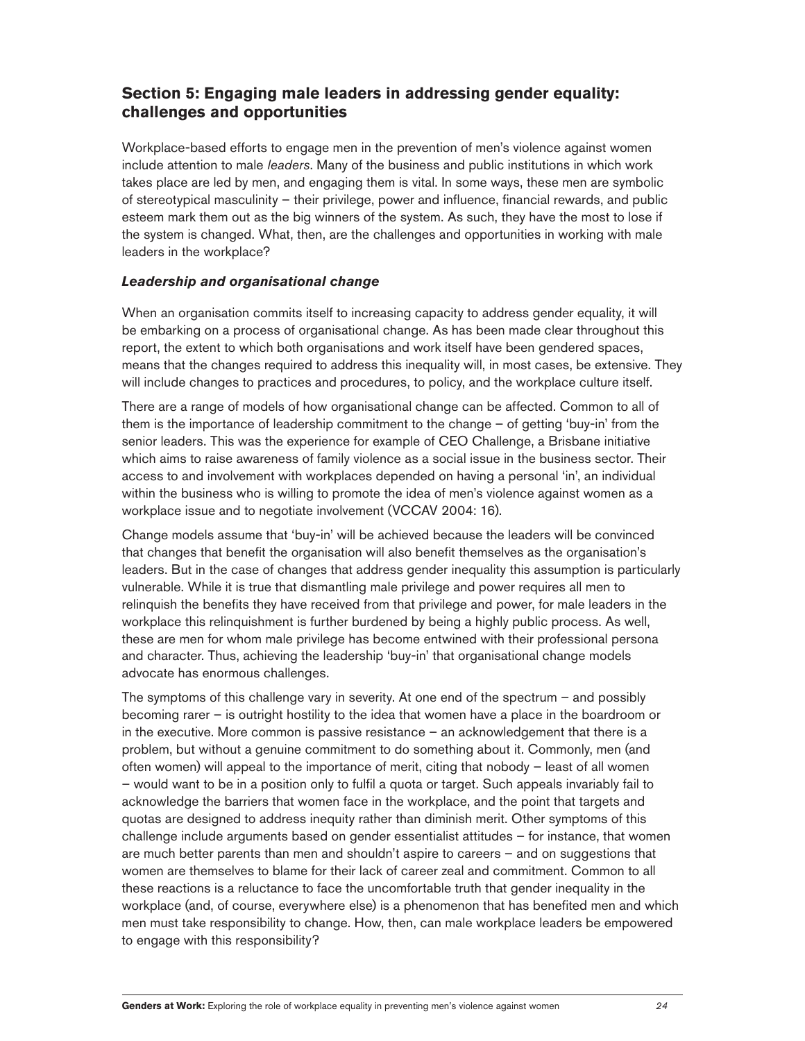## Section 5: Engaging male leaders in addressing gender equality: challenges and opportunities

Workplace-based efforts to engage men in the prevention of men's violence against women include attention to male *leaders*. Many of the business and public institutions in which work takes place are led by men, and engaging them is vital. In some ways, these men are symbolic of stereotypical masculinity – their privilege, power and influence, financial rewards, and public esteem mark them out as the big winners of the system. As such, they have the most to lose if the system is changed. What, then, are the challenges and opportunities in working with male leaders in the workplace?

### *Leadership and organisational change*

When an organisation commits itself to increasing capacity to address gender equality, it will be embarking on a process of organisational change. As has been made clear throughout this report, the extent to which both organisations and work itself have been gendered spaces, means that the changes required to address this inequality will, in most cases, be extensive. They will include changes to practices and procedures, to policy, and the workplace culture itself.

There are a range of models of how organisational change can be affected. Common to all of them is the importance of leadership commitment to the change – of getting 'buy-in' from the senior leaders. This was the experience for example of CEO Challenge, a Brisbane initiative which aims to raise awareness of family violence as a social issue in the business sector. Their access to and involvement with workplaces depended on having a personal 'in', an individual within the business who is willing to promote the idea of men's violence against women as a workplace issue and to negotiate involvement (VCCAV 2004: 16).

Change models assume that 'buy-in' will be achieved because the leaders will be convinced that changes that benefit the organisation will also benefit themselves as the organisation's leaders. But in the case of changes that address gender inequality this assumption is particularly vulnerable. While it is true that dismantling male privilege and power requires all men to relinquish the benefits they have received from that privilege and power, for male leaders in the workplace this relinquishment is further burdened by being a highly public process. As well, these are men for whom male privilege has become entwined with their professional persona and character. Thus, achieving the leadership 'buy-in' that organisational change models advocate has enormous challenges.

The symptoms of this challenge vary in severity. At one end of the spectrum – and possibly becoming rarer – is outright hostility to the idea that women have a place in the boardroom or in the executive. More common is passive resistance – an acknowledgement that there is a problem, but without a genuine commitment to do something about it. Commonly, men (and often women) will appeal to the importance of merit, citing that nobody – least of all women – would want to be in a position only to fulfil a quota or target. Such appeals invariably fail to acknowledge the barriers that women face in the workplace, and the point that targets and quotas are designed to address inequity rather than diminish merit. Other symptoms of this challenge include arguments based on gender essentialist attitudes – for instance, that women are much better parents than men and shouldn't aspire to careers – and on suggestions that women are themselves to blame for their lack of career zeal and commitment. Common to all these reactions is a reluctance to face the uncomfortable truth that gender inequality in the workplace (and, of course, everywhere else) is a phenomenon that has benefited men and which men must take responsibility to change. How, then, can male workplace leaders be empowered to engage with this responsibility?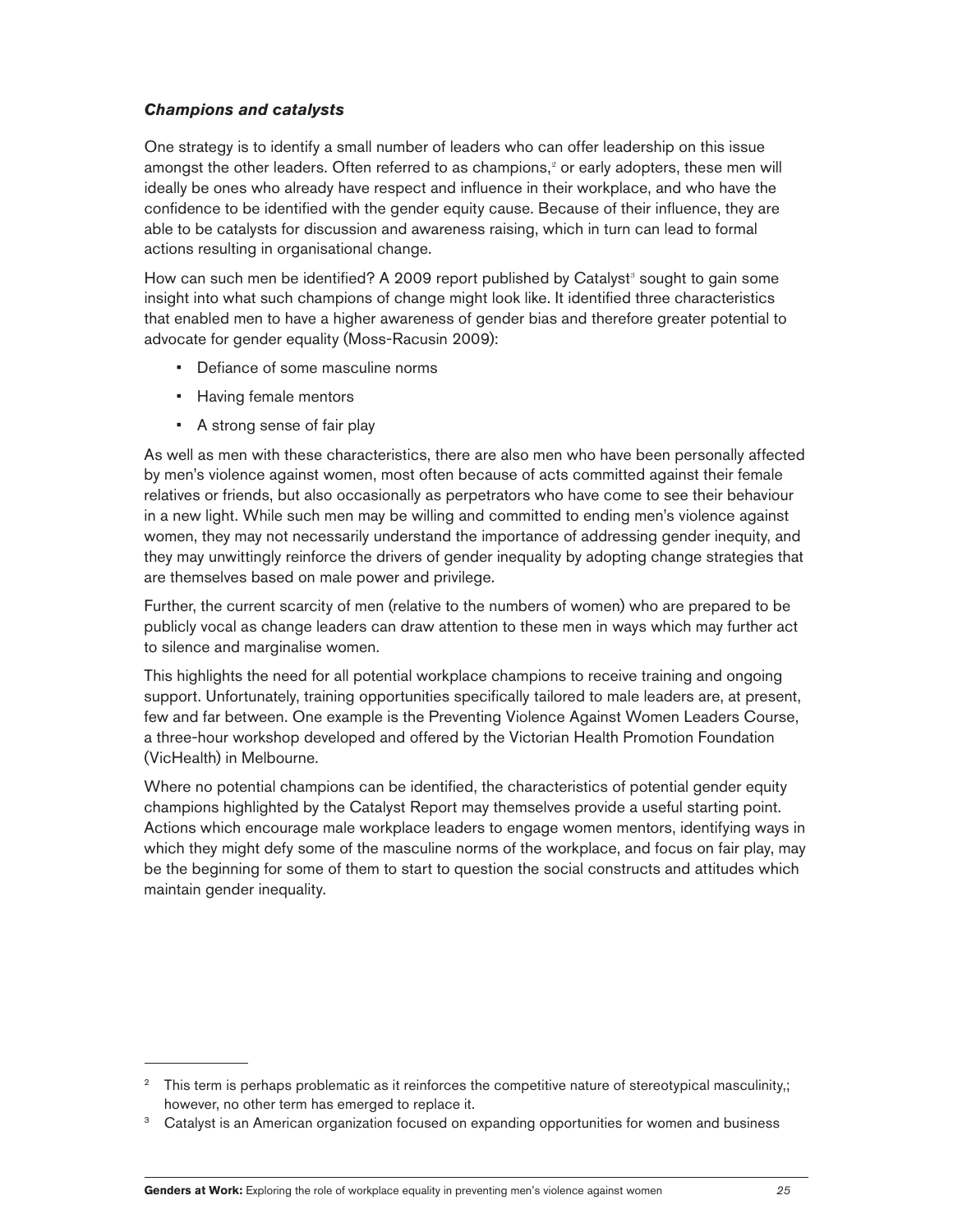### *Champions and catalysts*

One strategy is to identify a small number of leaders who can offer leadership on this issue amongst the other leaders. Often referred to as champions,[2] or early adopters, these men will ideally be ones who already have respect and influence in their workplace, and who have the confidence to be identified with the gender equity cause. Because of their influence, they are able to be catalysts for discussion and awareness raising, which in turn can lead to formal actions resulting in organisational change.

How can such men be identified? A 2009 report published by Catalyst[3] sought to gain some insight into what such champions of change might look like. It identified three characteristics that enabled men to have a higher awareness of gender bias and therefore greater potential to advocate for gender equality (Moss-Racusin 2009):

- Defiance of some masculine norms
- Having female mentors
- A strong sense of fair play

As well as men with these characteristics, there are also men who have been personally affected by men's violence against women, most often because of acts committed against their female relatives or friends, but also occasionally as perpetrators who have come to see their behaviour in a new light. While such men may be willing and committed to ending men's violence against women, they may not necessarily understand the importance of addressing gender inequity, and they may unwittingly reinforce the drivers of gender inequality by adopting change strategies that are themselves based on male power and privilege.

Further, the current scarcity of men (relative to the numbers of women) who are prepared to be publicly vocal as change leaders can draw attention to these men in ways which may further act to silence and marginalise women.

This highlights the need for all potential workplace champions to receive training and ongoing support. Unfortunately, training opportunities specifically tailored to male leaders are, at present, few and far between. One example is the Preventing Violence Against Women Leaders Course, a three-hour workshop developed and offered by the Victorian Health Promotion Foundation (VicHealth) in Melbourne.

Where no potential champions can be identified, the characteristics of potential gender equity champions highlighted by the Catalyst Report may themselves provide a useful starting point. Actions which encourage male workplace leaders to engage women mentors, identifying ways in which they might defy some of the masculine norms of the workplace, and focus on fair play, may be the beginning for some of them to start to question the social constructs and attitudes which maintain gender inequality.

---

[2] This term is perhaps problematic as it reinforces the competitive nature of stereotypical masculinity,; however, no other term has emerged to replace it.

[3] Catalyst is an American organization focused on expanding opportunities for women and business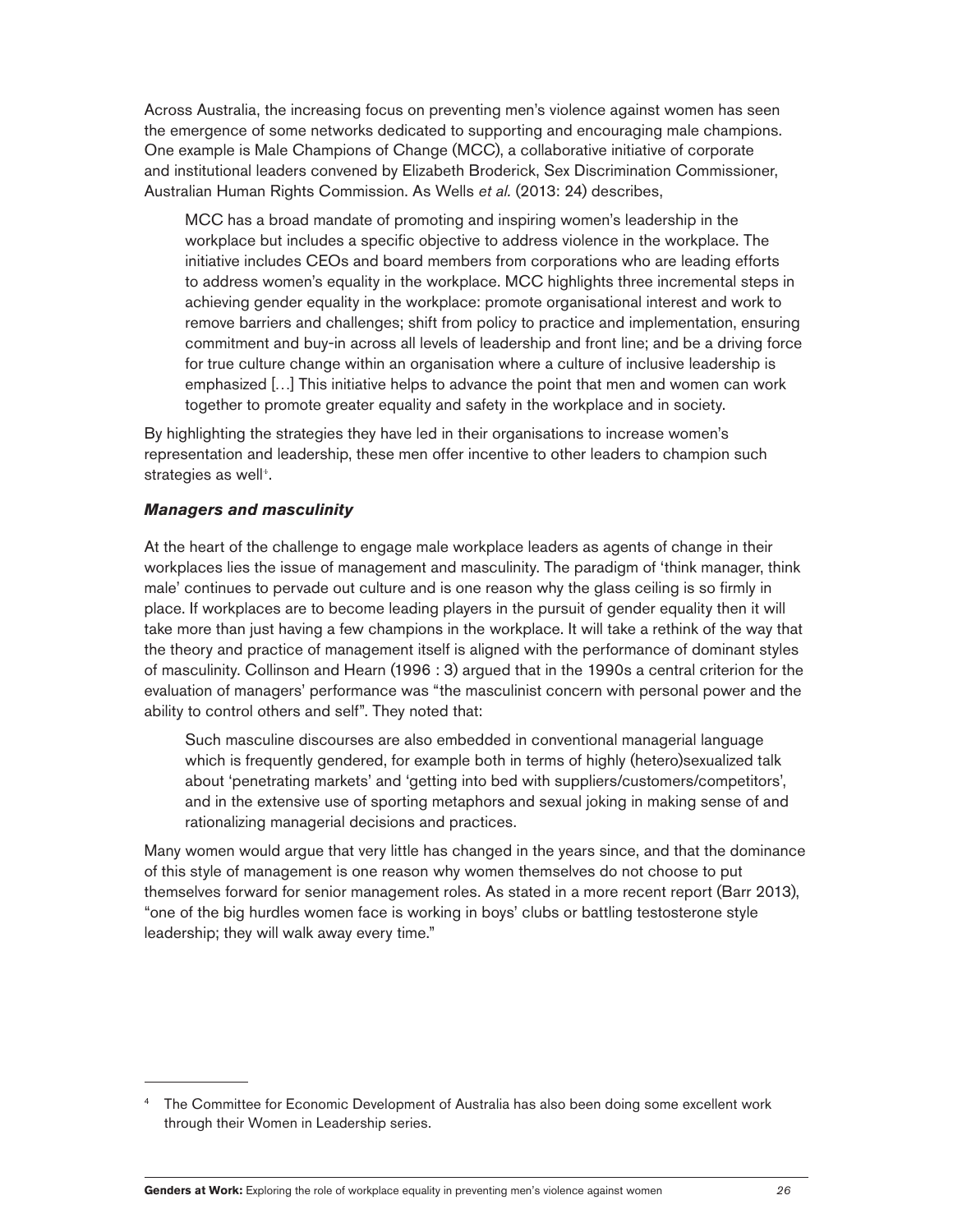Across Australia, the increasing focus on preventing men's violence against women has seen the emergence of some networks dedicated to supporting and encouraging male champions. One example is Male Champions of Change (MCC), a collaborative initiative of corporate and institutional leaders convened by Elizabeth Broderick, Sex Discrimination Commissioner, Australian Human Rights Commission. As Wells *et al.* (2013: 24) describes,

> MCC has a broad mandate of promoting and inspiring women's leadership in the workplace but includes a specific objective to address violence in the workplace. The initiative includes CEOs and board members from corporations who are leading efforts to address women's equality in the workplace. MCC highlights three incremental steps in achieving gender equality in the workplace: promote organisational interest and work to remove barriers and challenges; shift from policy to practice and implementation, ensuring commitment and buy-in across all levels of leadership and front line; and be a driving force for true culture change within an organisation where a culture of inclusive leadership is emphasized […] This initiative helps to advance the point that men and women can work together to promote greater equality and safety in the workplace and in society.

By highlighting the strategies they have led in their organisations to increase women's representation and leadership, these men offer incentive to other leaders to champion such strategies as well[4].

### *Managers and masculinity*

At the heart of the challenge to engage male workplace leaders as agents of change in their workplaces lies the issue of management and masculinity. The paradigm of 'think manager, think male' continues to pervade out culture and is one reason why the glass ceiling is so firmly in place. If workplaces are to become leading players in the pursuit of gender equality then it will take more than just having a few champions in the workplace. It will take a rethink of the way that the theory and practice of management itself is aligned with the performance of dominant styles of masculinity. Collinson and Hearn (1996 : 3) argued that in the 1990s a central criterion for the evaluation of managers' performance was "the masculinist concern with personal power and the ability to control others and self". They noted that:

> Such masculine discourses are also embedded in conventional managerial language which is frequently gendered, for example both in terms of highly (hetero)sexualized talk about 'penetrating markets' and 'getting into bed with suppliers/customers/competitors', and in the extensive use of sporting metaphors and sexual joking in making sense of and rationalizing managerial decisions and practices.

Many women would argue that very little has changed in the years since, and that the dominance of this style of management is one reason why women themselves do not choose to put themselves forward for senior management roles. As stated in a more recent report (Barr 2013), "one of the big hurdles women face is working in boys' clubs or battling testosterone style leadership; they will walk away every time."

---

[4] The Committee for Economic Development of Australia has also been doing some excellent work through their Women in Leadership series.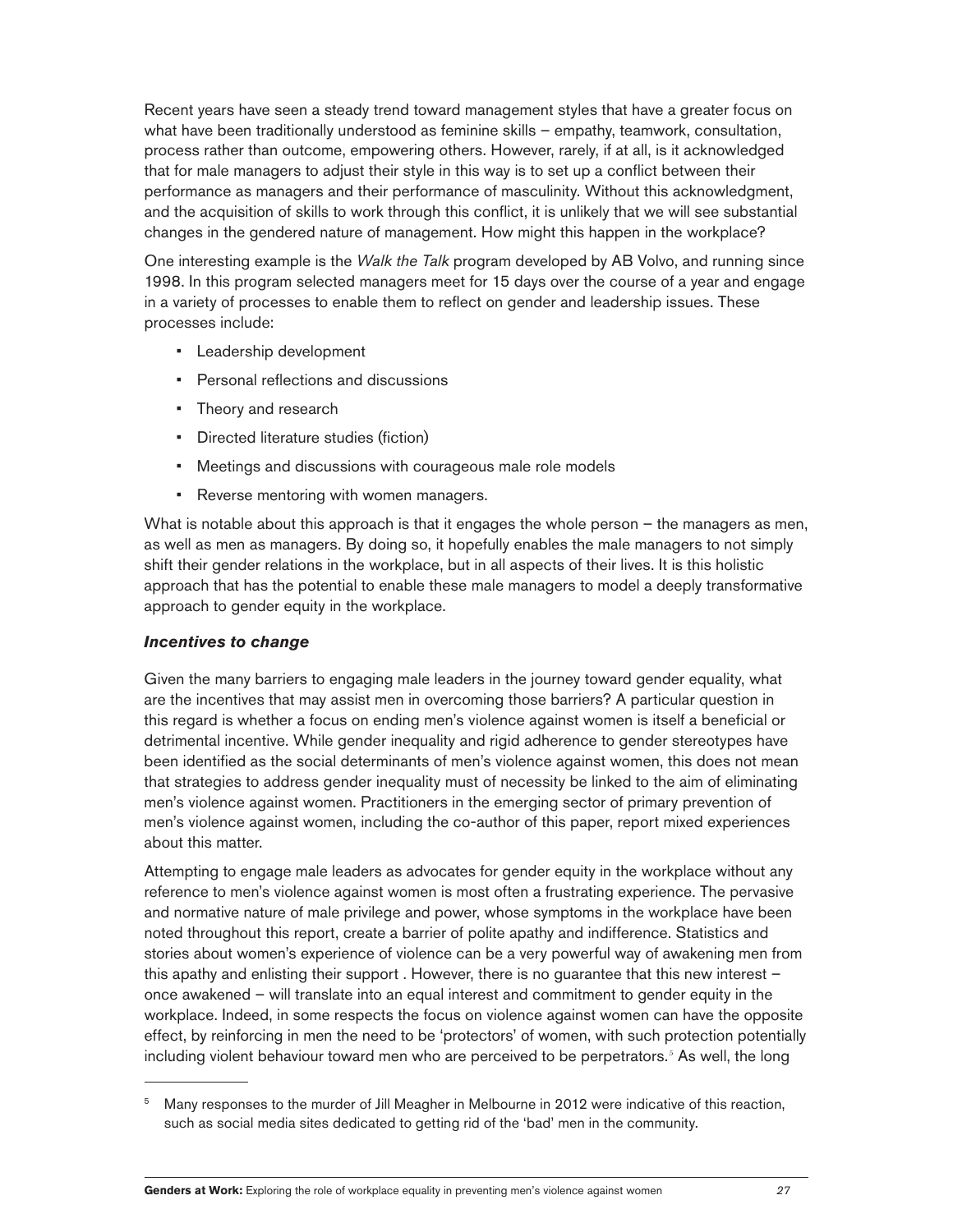Recent years have seen a steady trend toward management styles that have a greater focus on what have been traditionally understood as feminine skills – empathy, teamwork, consultation, process rather than outcome, empowering others. However, rarely, if at all, is it acknowledged that for male managers to adjust their style in this way is to set up a conflict between their performance as managers and their performance of masculinity. Without this acknowledgment, and the acquisition of skills to work through this conflict, it is unlikely that we will see substantial changes in the gendered nature of management. How might this happen in the workplace?

One interesting example is the *Walk the Talk* program developed by AB Volvo, and running since 1998. In this program selected managers meet for 15 days over the course of a year and engage in a variety of processes to enable them to reflect on gender and leadership issues. These processes include:

- Leadership development
- Personal reflections and discussions
- Theory and research
- Directed literature studies (fiction)
- Meetings and discussions with courageous male role models
- Reverse mentoring with women managers.

What is notable about this approach is that it engages the whole person – the managers as men, as well as men as managers. By doing so, it hopefully enables the male managers to not simply shift their gender relations in the workplace, but in all aspects of their lives. It is this holistic approach that has the potential to enable these male managers to model a deeply transformative approach to gender equity in the workplace.

### *Incentives to change*

Given the many barriers to engaging male leaders in the journey toward gender equality, what are the incentives that may assist men in overcoming those barriers? A particular question in this regard is whether a focus on ending men's violence against women is itself a beneficial or detrimental incentive. While gender inequality and rigid adherence to gender stereotypes have been identified as the social determinants of men's violence against women, this does not mean that strategies to address gender inequality must of necessity be linked to the aim of eliminating men's violence against women. Practitioners in the emerging sector of primary prevention of men's violence against women, including the co-author of this paper, report mixed experiences about this matter.

Attempting to engage male leaders as advocates for gender equity in the workplace without any reference to men's violence against women is most often a frustrating experience. The pervasive and normative nature of male privilege and power, whose symptoms in the workplace have been noted throughout this report, create a barrier of polite apathy and indifference. Statistics and stories about women's experience of violence can be a very powerful way of awakening men from this apathy and enlisting their support . However, there is no guarantee that this new interest – once awakened – will translate into an equal interest and commitment to gender equity in the workplace. Indeed, in some respects the focus on violence against women can have the opposite effect, by reinforcing in men the need to be 'protectors' of women, with such protection potentially including violent behaviour toward men who are perceived to be perpetrators.[5] As well, the long

---

[5] Many responses to the murder of Jill Meagher in Melbourne in 2012 were indicative of this reaction, such as social media sites dedicated to getting rid of the 'bad' men in the community.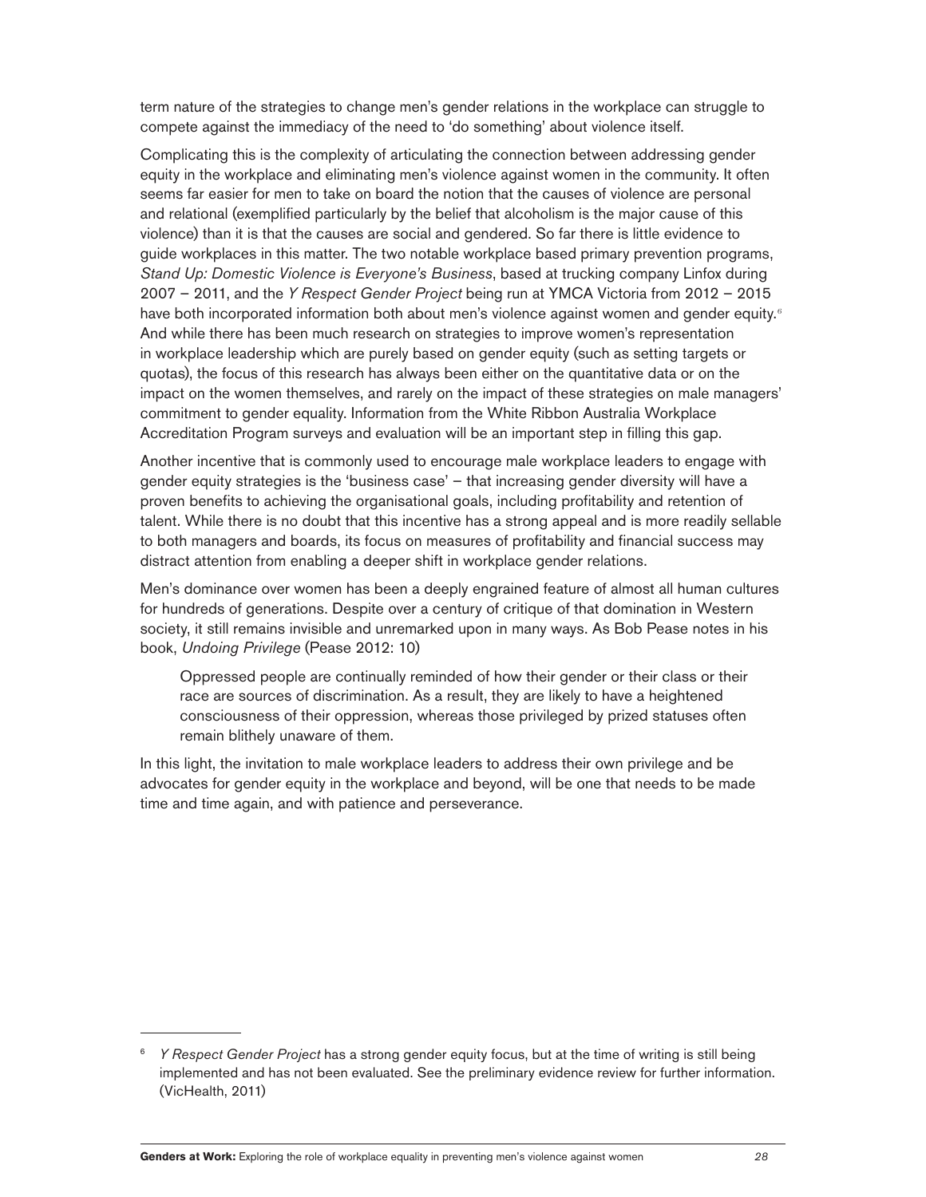term nature of the strategies to change men's gender relations in the workplace can struggle to compete against the immediacy of the need to 'do something' about violence itself.

Complicating this is the complexity of articulating the connection between addressing gender equity in the workplace and eliminating men's violence against women in the community. It often seems far easier for men to take on board the notion that the causes of violence are personal and relational (exemplified particularly by the belief that alcoholism is the major cause of this violence) than it is that the causes are social and gendered. So far there is little evidence to guide workplaces in this matter. The two notable workplace based primary prevention programs, *Stand Up: Domestic Violence is Everyone's Business*, based at trucking company Linfox during 2007 – 2011, and the *Y Respect Gender Project* being run at YMCA Victoria from 2012 – 2015 have both incorporated information both about men's violence against women and gender equity.[6] And while there has been much research on strategies to improve women's representation in workplace leadership which are purely based on gender equity (such as setting targets or quotas), the focus of this research has always been either on the quantitative data or on the impact on the women themselves, and rarely on the impact of these strategies on male managers' commitment to gender equality. Information from the White Ribbon Australia Workplace Accreditation Program surveys and evaluation will be an important step in filling this gap.

Another incentive that is commonly used to encourage male workplace leaders to engage with gender equity strategies is the 'business case' – that increasing gender diversity will have a proven benefits to achieving the organisational goals, including profitability and retention of talent. While there is no doubt that this incentive has a strong appeal and is more readily sellable to both managers and boards, its focus on measures of profitability and financial success may distract attention from enabling a deeper shift in workplace gender relations.

Men's dominance over women has been a deeply engrained feature of almost all human cultures for hundreds of generations. Despite over a century of critique of that domination in Western society, it still remains invisible and unremarked upon in many ways. As Bob Pease notes in his book, *Undoing Privilege* (Pease 2012: 10)

> Oppressed people are continually reminded of how their gender or their class or their race are sources of discrimination. As a result, they are likely to have a heightened consciousness of their oppression, whereas those privileged by prized statuses often remain blithely unaware of them.

In this light, the invitation to male workplace leaders to address their own privilege and be advocates for gender equity in the workplace and beyond, will be one that needs to be made time and time again, and with patience and perseverance.

---

[6] *Y Respect Gender Project* has a strong gender equity focus, but at the time of writing is still being implemented and has not been evaluated. See the preliminary evidence review for further information. (VicHealth, 2011)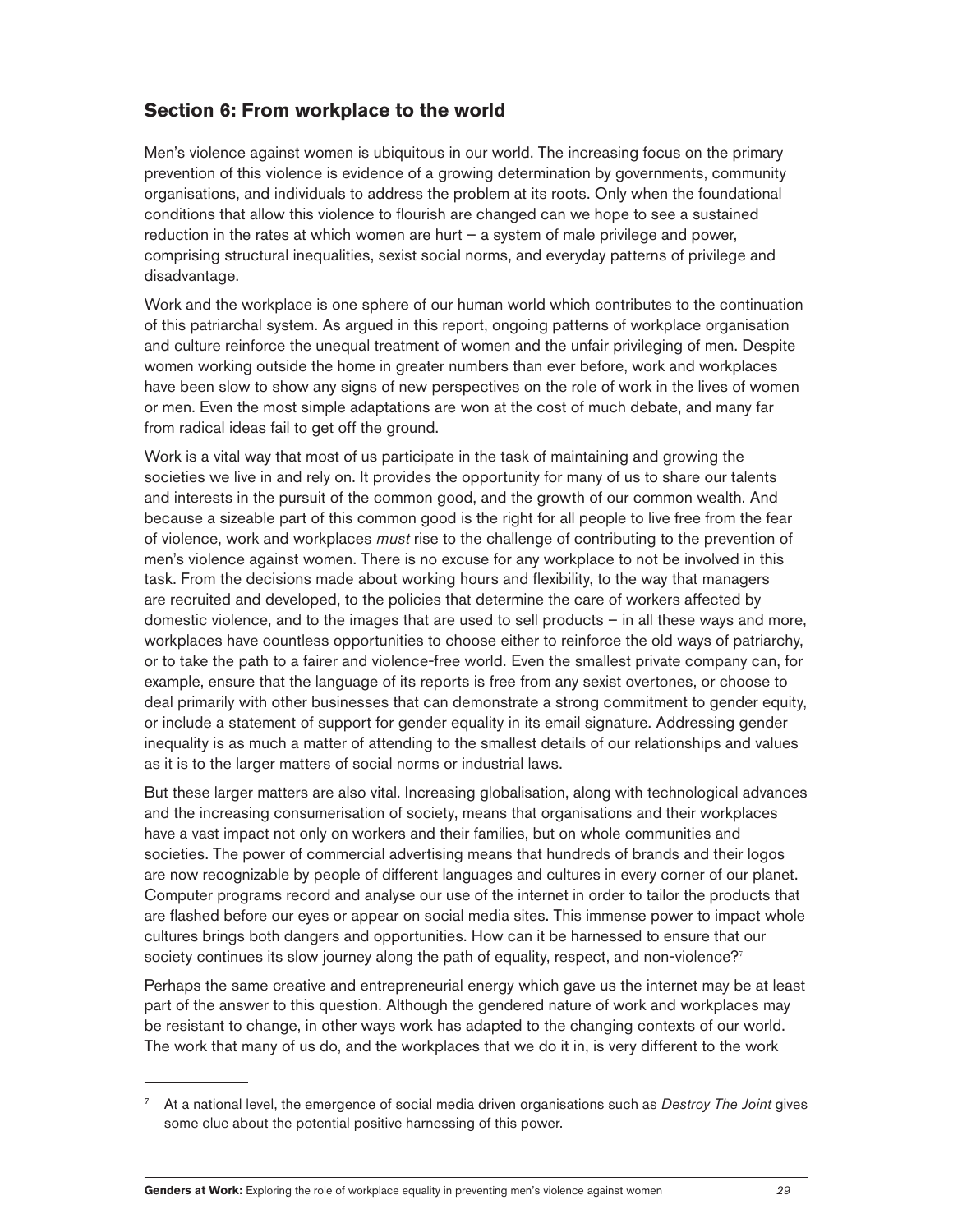## Section 6: From workplace to the world

Men's violence against women is ubiquitous in our world. The increasing focus on the primary prevention of this violence is evidence of a growing determination by governments, community organisations, and individuals to address the problem at its roots. Only when the foundational conditions that allow this violence to flourish are changed can we hope to see a sustained reduction in the rates at which women are hurt – a system of male privilege and power, comprising structural inequalities, sexist social norms, and everyday patterns of privilege and disadvantage.

Work and the workplace is one sphere of our human world which contributes to the continuation of this patriarchal system. As argued in this report, ongoing patterns of workplace organisation and culture reinforce the unequal treatment of women and the unfair privileging of men. Despite women working outside the home in greater numbers than ever before, work and workplaces have been slow to show any signs of new perspectives on the role of work in the lives of women or men. Even the most simple adaptations are won at the cost of much debate, and many far from radical ideas fail to get off the ground.

Work is a vital way that most of us participate in the task of maintaining and growing the societies we live in and rely on. It provides the opportunity for many of us to share our talents and interests in the pursuit of the common good, and the growth of our common wealth. And because a sizeable part of this common good is the right for all people to live free from the fear of violence, work and workplaces *must* rise to the challenge of contributing to the prevention of men's violence against women. There is no excuse for any workplace to not be involved in this task. From the decisions made about working hours and flexibility, to the way that managers are recruited and developed, to the policies that determine the care of workers affected by domestic violence, and to the images that are used to sell products – in all these ways and more, workplaces have countless opportunities to choose either to reinforce the old ways of patriarchy, or to take the path to a fairer and violence-free world. Even the smallest private company can, for example, ensure that the language of its reports is free from any sexist overtones, or choose to deal primarily with other businesses that can demonstrate a strong commitment to gender equity, or include a statement of support for gender equality in its email signature. Addressing gender inequality is as much a matter of attending to the smallest details of our relationships and values as it is to the larger matters of social norms or industrial laws.

But these larger matters are also vital. Increasing globalisation, along with technological advances and the increasing consumerisation of society, means that organisations and their workplaces have a vast impact not only on workers and their families, but on whole communities and societies. The power of commercial advertising means that hundreds of brands and their logos are now recognizable by people of different languages and cultures in every corner of our planet. Computer programs record and analyse our use of the internet in order to tailor the products that are flashed before our eyes or appear on social media sites. This immense power to impact whole cultures brings both dangers and opportunities. How can it be harnessed to ensure that our society continues its slow journey along the path of equality, respect, and non-violence?[7]

Perhaps the same creative and entrepreneurial energy which gave us the internet may be at least part of the answer to this question. Although the gendered nature of work and workplaces may be resistant to change, in other ways work has adapted to the changing contexts of our world. The work that many of us do, and the workplaces that we do it in, is very different to the work

---

[7] At a national level, the emergence of social media driven organisations such as *Destroy The Joint* gives some clue about the potential positive harnessing of this power.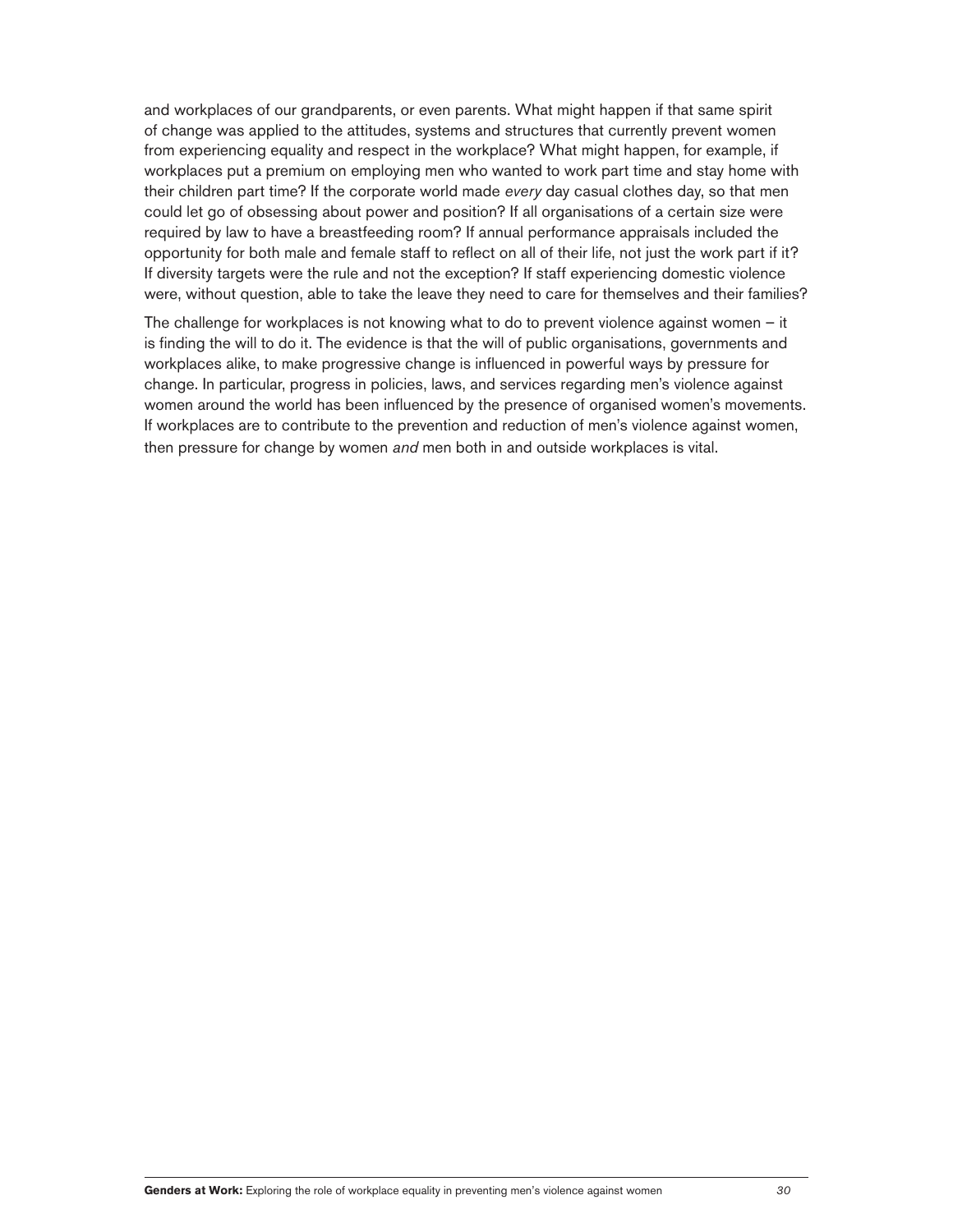and workplaces of our grandparents, or even parents. What might happen if that same spirit of change was applied to the attitudes, systems and structures that currently prevent women from experiencing equality and respect in the workplace? What might happen, for example, if workplaces put a premium on employing men who wanted to work part time and stay home with their children part time? If the corporate world made *every* day casual clothes day, so that men could let go of obsessing about power and position? If all organisations of a certain size were required by law to have a breastfeeding room? If annual performance appraisals included the opportunity for both male and female staff to reflect on all of their life, not just the work part if it? If diversity targets were the rule and not the exception? If staff experiencing domestic violence were, without question, able to take the leave they need to care for themselves and their families?

The challenge for workplaces is not knowing what to do to prevent violence against women – it is finding the will to do it. The evidence is that the will of public organisations, governments and workplaces alike, to make progressive change is influenced in powerful ways by pressure for change. In particular, progress in policies, laws, and services regarding men's violence against women around the world has been influenced by the presence of organised women's movements. If workplaces are to contribute to the prevention and reduction of men's violence against women, then pressure for change by women *and* men both in and outside workplaces is vital.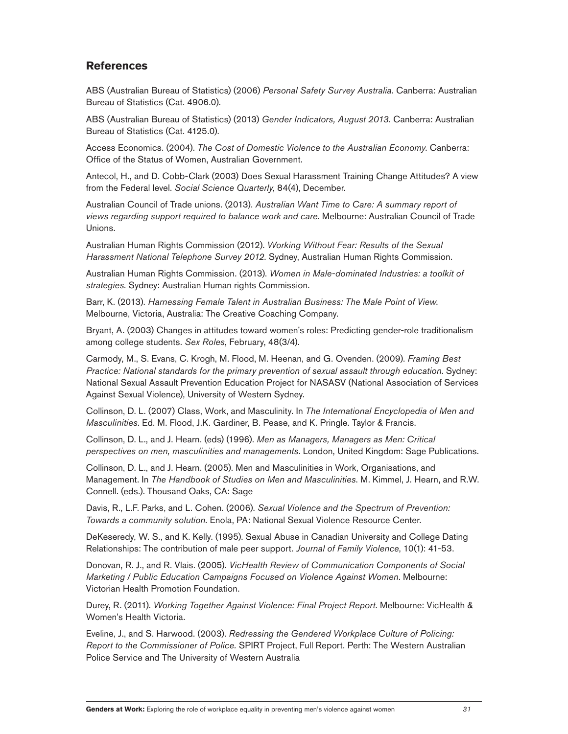## References

ABS (Australian Bureau of Statistics) (2006) *Personal Safety Survey Australia*. Canberra: Australian Bureau of Statistics (Cat. 4906.0).

ABS (Australian Bureau of Statistics) (2013) *Gender Indicators, August 2013*. Canberra: Australian Bureau of Statistics (Cat. 4125.0).

Access Economics. (2004). *The Cost of Domestic Violence to the Australian Economy*. Canberra: Office of the Status of Women, Australian Government.

Antecol, H., and D. Cobb-Clark (2003) Does Sexual Harassment Training Change Attitudes? A view from the Federal level. *Social Science Quarterly*, 84(4), December.

Australian Council of Trade unions. (2013). *Australian Want Time to Care: A summary report of views regarding support required to balance work and care*. Melbourne: Australian Council of Trade Unions.

Australian Human Rights Commission (2012). *Working Without Fear: Results of the Sexual Harassment National Telephone Survey 2012*. Sydney, Australian Human Rights Commission.

Australian Human Rights Commission. (2013). *Women in Male-dominated Industries: a toolkit of strategies*. Sydney: Australian Human rights Commission.

Barr, K. (2013). *Harnessing Female Talent in Australian Business: The Male Point of View*. Melbourne, Victoria, Australia: The Creative Coaching Company.

Bryant, A. (2003) Changes in attitudes toward women's roles: Predicting gender-role traditionalism among college students. *Sex Roles*, February, 48(3/4).

Carmody, M., S. Evans, C. Krogh, M. Flood, M. Heenan, and G. Ovenden. (2009). *Framing Best Practice: National standards for the primary prevention of sexual assault through education*. Sydney: National Sexual Assault Prevention Education Project for NASASV (National Association of Services Against Sexual Violence), University of Western Sydney.

Collinson, D. L. (2007) Class, Work, and Masculinity. In *The International Encyclopedia of Men and Masculinities*. Ed. M. Flood, J.K. Gardiner, B. Pease, and K. Pringle. Taylor & Francis.

Collinson, D. L., and J. Hearn. (eds) (1996). *Men as Managers, Managers as Men: Critical perspectives on men, masculinities and managements*. London, United Kingdom: Sage Publications.

Collinson, D. L., and J. Hearn. (2005). Men and Masculinities in Work, Organisations, and Management. In *The Handbook of Studies on Men and Masculinities*. M. Kimmel, J. Hearn, and R.W. Connell. (eds.). Thousand Oaks, CA: Sage

Davis, R., L.F. Parks, and L. Cohen. (2006). *Sexual Violence and the Spectrum of Prevention: Towards a community solution*. Enola, PA: National Sexual Violence Resource Center.

DeKeseredy, W. S., and K. Kelly. (1995). Sexual Abuse in Canadian University and College Dating Relationships: The contribution of male peer support. *Journal of Family Violence*, 10(1): 41-53.

Donovan, R. J., and R. Vlais. (2005). *VicHealth Review of Communication Components of Social Marketing / Public Education Campaigns Focused on Violence Against Women*. Melbourne: Victorian Health Promotion Foundation.

Durey, R. (2011). *Working Together Against Violence: Final Project Report*. Melbourne: VicHealth & Women's Health Victoria.

Eveline, J., and S. Harwood. (2003). *Redressing the Gendered Workplace Culture of Policing: Report to the Commissioner of Police*. SPIRT Project, Full Report. Perth: The Western Australian Police Service and The University of Western Australia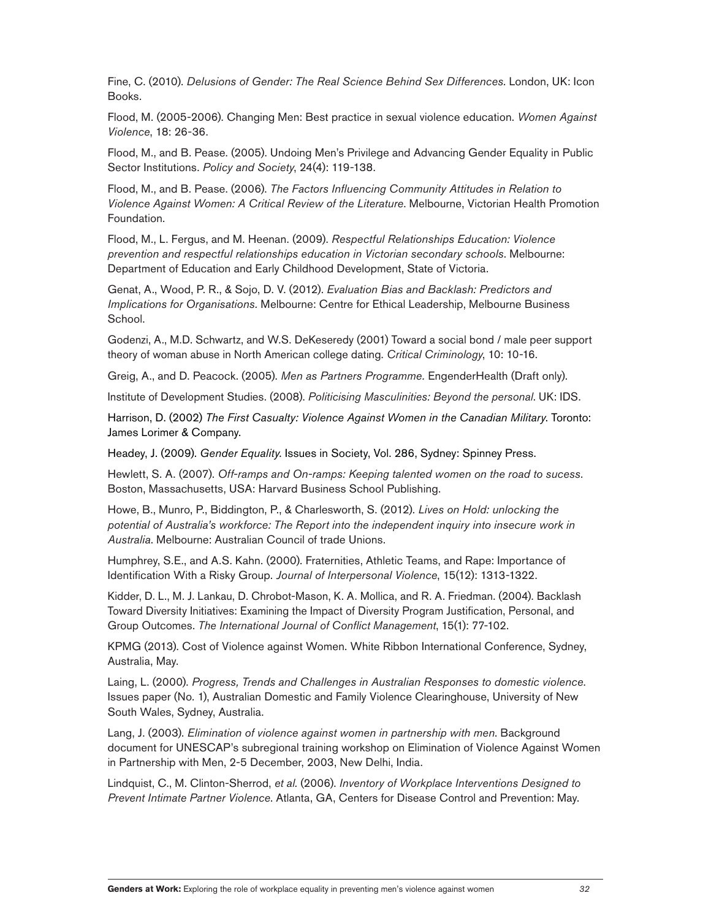Fine, C. (2010). *Delusions of Gender: The Real Science Behind Sex Differences*. London, UK: Icon Books.

Flood, M. (2005-2006). Changing Men: Best practice in sexual violence education. *Women Against Violence*, 18: 26-36.

Flood, M., and B. Pease. (2005). Undoing Men's Privilege and Advancing Gender Equality in Public Sector Institutions. *Policy and Society*, 24(4): 119-138.

Flood, M., and B. Pease. (2006). *The Factors Influencing Community Attitudes in Relation to Violence Against Women: A Critical Review of the Literature*. Melbourne, Victorian Health Promotion Foundation.

Flood, M., L. Fergus, and M. Heenan. (2009). *Respectful Relationships Education: Violence prevention and respectful relationships education in Victorian secondary schools*. Melbourne: Department of Education and Early Childhood Development, State of Victoria.

Genat, A., Wood, P. R., & Sojo, D. V. (2012). *Evaluation Bias and Backlash: Predictors and Implications for Organisations*. Melbourne: Centre for Ethical Leadership, Melbourne Business School.

Godenzi, A., M.D. Schwartz, and W.S. DeKeseredy (2001) Toward a social bond / male peer support theory of woman abuse in North American college dating. *Critical Criminology*, 10: 10-16.

Greig, A., and D. Peacock. (2005). *Men as Partners Programme*. EngenderHealth (Draft only).

Institute of Development Studies. (2008). *Politicising Masculinities: Beyond the personal*. UK: IDS.

Harrison, D. (2002) *The First Casualty: Violence Against Women in the Canadian Military*. Toronto: James Lorimer & Company.

Headey, J. (2009). *Gender Equality*. Issues in Society, Vol. 286, Sydney: Spinney Press.

Hewlett, S. A. (2007). *Off-ramps and On-ramps: Keeping talented women on the road to sucess*. Boston, Massachusetts, USA: Harvard Business School Publishing.

Howe, B., Munro, P., Biddington, P., & Charlesworth, S. (2012). *Lives on Hold: unlocking the potential of Australia's workforce: The Report into the independent inquiry into insecure work in Australia*. Melbourne: Australian Council of trade Unions.

Humphrey, S.E., and A.S. Kahn. (2000). Fraternities, Athletic Teams, and Rape: Importance of Identification With a Risky Group. *Journal of Interpersonal Violence*, 15(12): 1313-1322.

Kidder, D. L., M. J. Lankau, D. Chrobot-Mason, K. A. Mollica, and R. A. Friedman. (2004). Backlash Toward Diversity Initiatives: Examining the Impact of Diversity Program Justification, Personal, and Group Outcomes. *The International Journal of Conflict Management*, 15(1): 77-102.

KPMG (2013). Cost of Violence against Women. White Ribbon International Conference, Sydney, Australia, May.

Laing, L. (2000). *Progress, Trends and Challenges in Australian Responses to domestic violence*. Issues paper (No. 1), Australian Domestic and Family Violence Clearinghouse, University of New South Wales, Sydney, Australia.

Lang, J. (2003). *Elimination of violence against women in partnership with men*. Background document for UNESCAP's subregional training workshop on Elimination of Violence Against Women in Partnership with Men, 2-5 December, 2003, New Delhi, India.

Lindquist, C., M. Clinton-Sherrod, *et al.* (2006). *Inventory of Workplace Interventions Designed to Prevent Intimate Partner Violence*. Atlanta, GA, Centers for Disease Control and Prevention: May.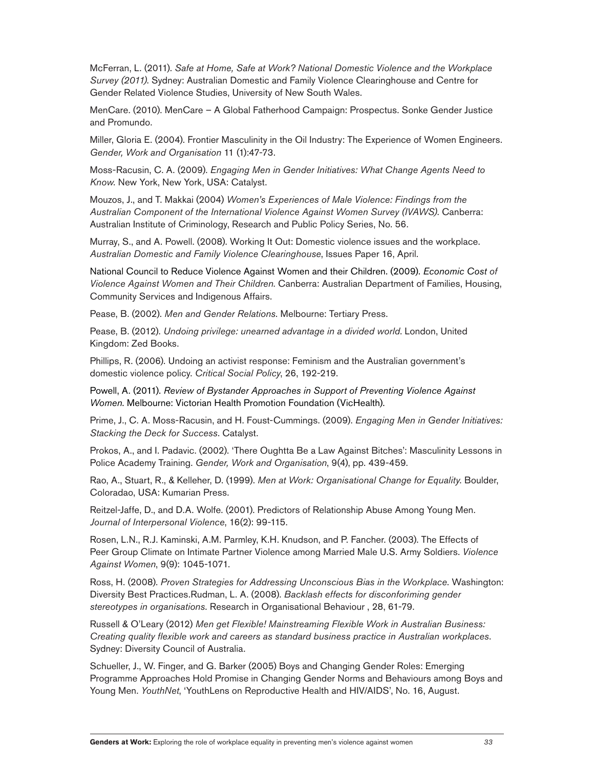McFerran, L. (2011). *Safe at Home, Safe at Work? National Domestic Violence and the Workplace Survey (2011)*. Sydney: Australian Domestic and Family Violence Clearinghouse and Centre for Gender Related Violence Studies, University of New South Wales.

MenCare. (2010). MenCare – A Global Fatherhood Campaign: Prospectus. Sonke Gender Justice and Promundo.

Miller, Gloria E. (2004). Frontier Masculinity in the Oil Industry: The Experience of Women Engineers. *Gender, Work and Organisation* 11 (1):47-73.

Moss-Racusin, C. A. (2009). *Engaging Men in Gender Initiatives: What Change Agents Need to Know*. New York, New York, USA: Catalyst.

Mouzos, J., and T. Makkai (2004) *Women's Experiences of Male Violence: Findings from the Australian Component of the International Violence Against Women Survey (IVAWS)*. Canberra: Australian Institute of Criminology, Research and Public Policy Series, No. 56.

Murray, S., and A. Powell. (2008). Working It Out: Domestic violence issues and the workplace. *Australian Domestic and Family Violence Clearinghouse*, Issues Paper 16, April.

National Council to Reduce Violence Against Women and their Children. (2009). *Economic Cost of Violence Against Women and Their Children*. Canberra: Australian Department of Families, Housing, Community Services and Indigenous Affairs.

Pease, B. (2002). *Men and Gender Relations*. Melbourne: Tertiary Press.

Pease, B. (2012). *Undoing privilege: unearned advantage in a divided world*. London, United Kingdom: Zed Books.

Phillips, R. (2006). Undoing an activist response: Feminism and the Australian government's domestic violence policy. *Critical Social Policy*, 26, 192-219.

Powell, A. (2011). *Review of Bystander Approaches in Support of Preventing Violence Against Women*. Melbourne: Victorian Health Promotion Foundation (VicHealth).

Prime, J., C. A. Moss-Racusin, and H. Foust-Cummings. (2009). *Engaging Men in Gender Initiatives: Stacking the Deck for Success*. Catalyst.

Prokos, A., and I. Padavic. (2002). 'There Oughtta Be a Law Against Bitches': Masculinity Lessons in Police Academy Training. *Gender, Work and Organisation*, 9(4), pp. 439-459.

Rao, A., Stuart, R., & Kelleher, D. (1999). *Men at Work: Organisational Change for Equality*. Boulder, Coloradao, USA: Kumarian Press.

Reitzel-Jaffe, D., and D.A. Wolfe. (2001). Predictors of Relationship Abuse Among Young Men. *Journal of Interpersonal Violence*, 16(2): 99-115.

Rosen, L.N., R.J. Kaminski, A.M. Parmley, K.H. Knudson, and P. Fancher. (2003). The Effects of Peer Group Climate on Intimate Partner Violence among Married Male U.S. Army Soldiers. *Violence Against Women*, 9(9): 1045-1071.

Ross, H. (2008). *Proven Strategies for Addressing Unconscious Bias in the Workplace*. Washington: Diversity Best Practices.Rudman, L. A. (2008). *Backlash effects for disconforiming gender stereotypes in organisations*. Research in Organisational Behaviour , 28, 61-79.

Russell & O'Leary (2012) *Men get Flexible! Mainstreaming Flexible Work in Australian Business: Creating quality flexible work and careers as standard business practice in Australian workplaces*. Sydney: Diversity Council of Australia.

Schueller, J., W. Finger, and G. Barker (2005) Boys and Changing Gender Roles: Emerging Programme Approaches Hold Promise in Changing Gender Norms and Behaviours among Boys and Young Men. *YouthNet*, 'YouthLens on Reproductive Health and HIV/AIDS', No. 16, August.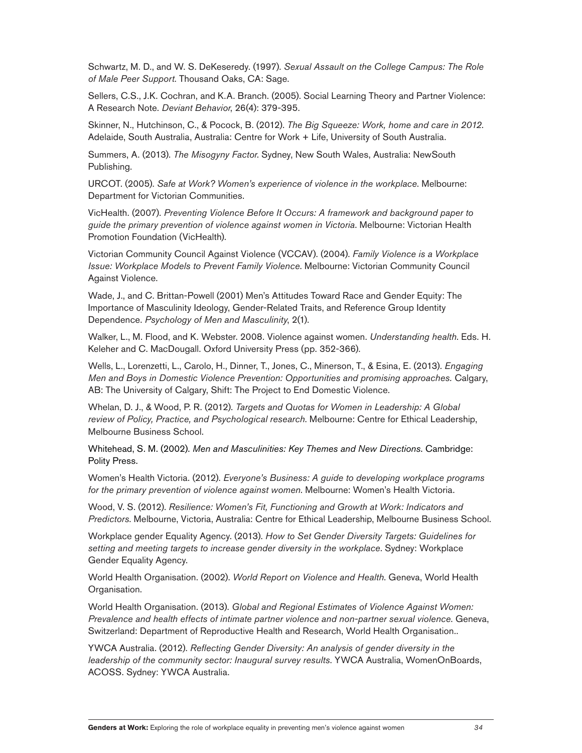Schwartz, M. D., and W. S. DeKeseredy. (1997). *Sexual Assault on the College Campus: The Role of Male Peer Support*. Thousand Oaks, CA: Sage.

Sellers, C.S., J.K. Cochran, and K.A. Branch. (2005). Social Learning Theory and Partner Violence: A Research Note. *Deviant Behavior*, 26(4): 379-395.

Skinner, N., Hutchinson, C., & Pocock, B. (2012). *The Big Squeeze: Work, home and care in 2012*. Adelaide, South Australia, Australia: Centre for Work + Life, University of South Australia.

Summers, A. (2013). *The Misogyny Factor*. Sydney, New South Wales, Australia: NewSouth Publishing.

URCOT. (2005). *Safe at Work? Women's experience of violence in the workplace*. Melbourne: Department for Victorian Communities.

VicHealth. (2007). *Preventing Violence Before It Occurs: A framework and background paper to guide the primary prevention of violence against women in Victoria*. Melbourne: Victorian Health Promotion Foundation (VicHealth).

Victorian Community Council Against Violence (VCCAV). (2004). *Family Violence is a Workplace Issue: Workplace Models to Prevent Family Violence*. Melbourne: Victorian Community Council Against Violence.

Wade, J., and C. Brittan-Powell (2001) Men's Attitudes Toward Race and Gender Equity: The Importance of Masculinity Ideology, Gender-Related Traits, and Reference Group Identity Dependence. *Psychology of Men and Masculinity*, 2(1).

Walker, L., M. Flood, and K. Webster. 2008. Violence against women. *Understanding health*. Eds. H. Keleher and C. MacDougall. Oxford University Press (pp. 352-366).

Wells, L., Lorenzetti, L., Carolo, H., Dinner, T., Jones, C., Minerson, T., & Esina, E. (2013). *Engaging Men and Boys in Domestic Violence Prevention: Opportunities and promising approaches*. Calgary, AB: The University of Calgary, Shift: The Project to End Domestic Violence.

Whelan, D. J., & Wood, P. R. (2012). *Targets and Quotas for Women in Leadership: A Global review of Policy, Practice, and Psychological research*. Melbourne: Centre for Ethical Leadership, Melbourne Business School.

Whitehead, S. M. (2002). *Men and Masculinities: Key Themes and New Directions*. Cambridge: Polity Press.

Women's Health Victoria. (2012). *Everyone's Business: A guide to developing workplace programs for the primary prevention of violence against women*. Melbourne: Women's Health Victoria.

Wood, V. S. (2012). *Resilience: Women's Fit, Functioning and Growth at Work: Indicators and Predictors*. Melbourne, Victoria, Australia: Centre for Ethical Leadership, Melbourne Business School.

Workplace gender Equality Agency. (2013). *How to Set Gender Diversity Targets: Guidelines for setting and meeting targets to increase gender diversity in the workplace*. Sydney: Workplace Gender Equality Agency.

World Health Organisation. (2002). *World Report on Violence and Health*. Geneva, World Health Organisation.

World Health Organisation. (2013). *Global and Regional Estimates of Violence Against Women: Prevalence and health effects of intimate partner violence and non-partner sexual violence*. Geneva, Switzerland: Department of Reproductive Health and Research, World Health Organisation..

YWCA Australia. (2012). *Reflecting Gender Diversity: An analysis of gender diversity in the leadership of the community sector: Inaugural survey results*. YWCA Australia, WomenOnBoards, ACOSS. Sydney: YWCA Australia.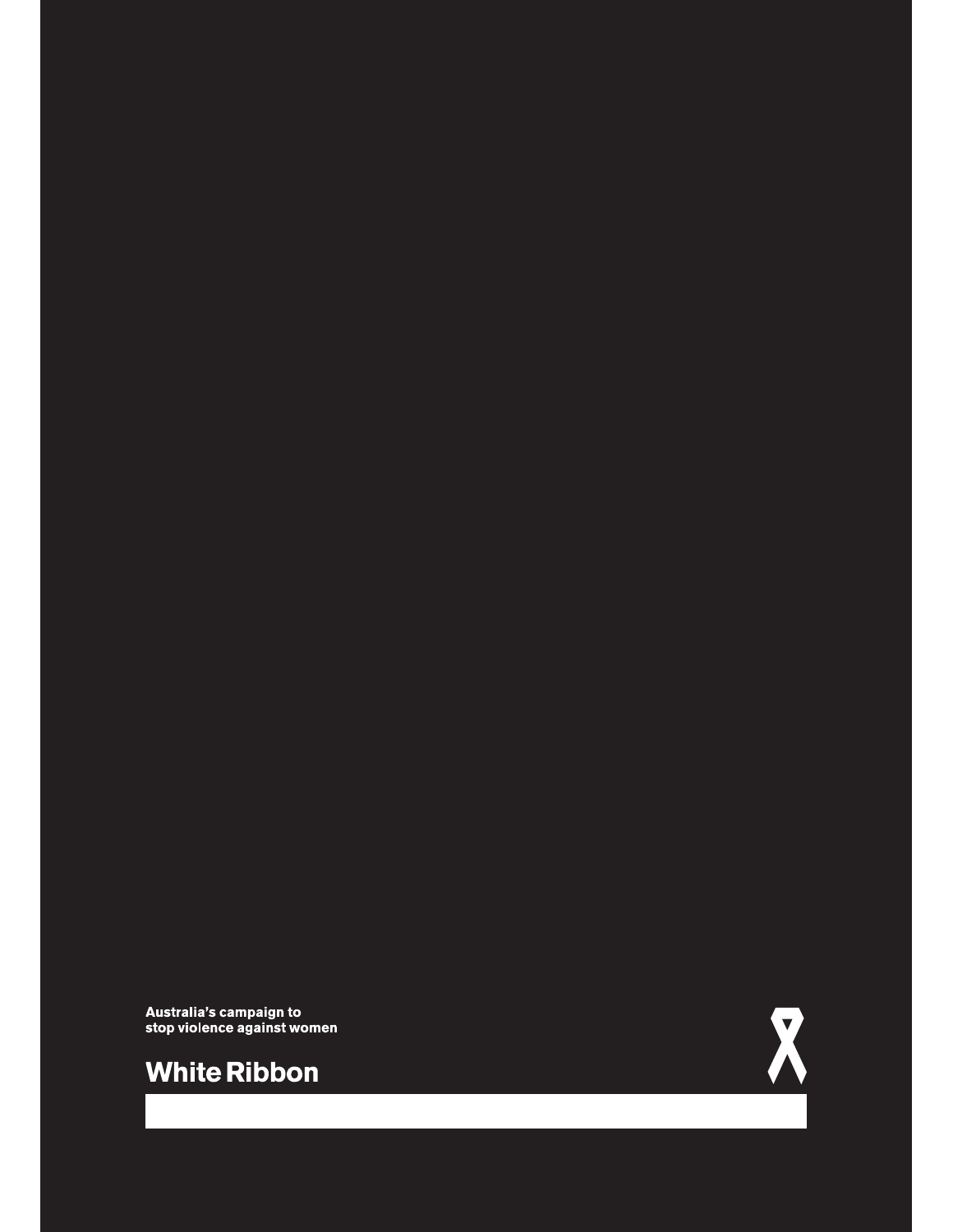Australia's campaign to
stop violence against women

White Ribbon